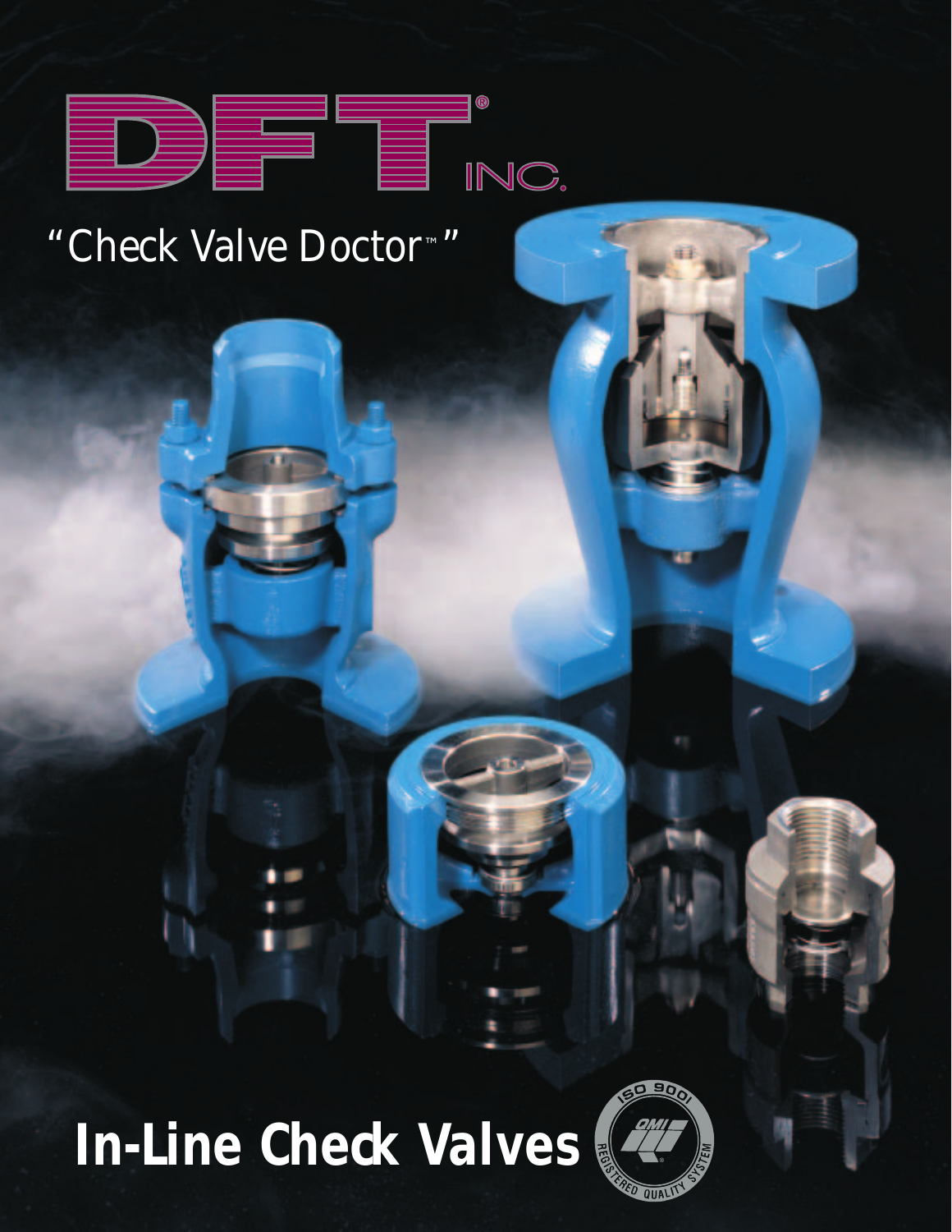# DFT® INC.

"Check Valve Doctor™"

# In-Line Check Valves

ISO 9001 QMI REGISTERED QUALITY SYSTEM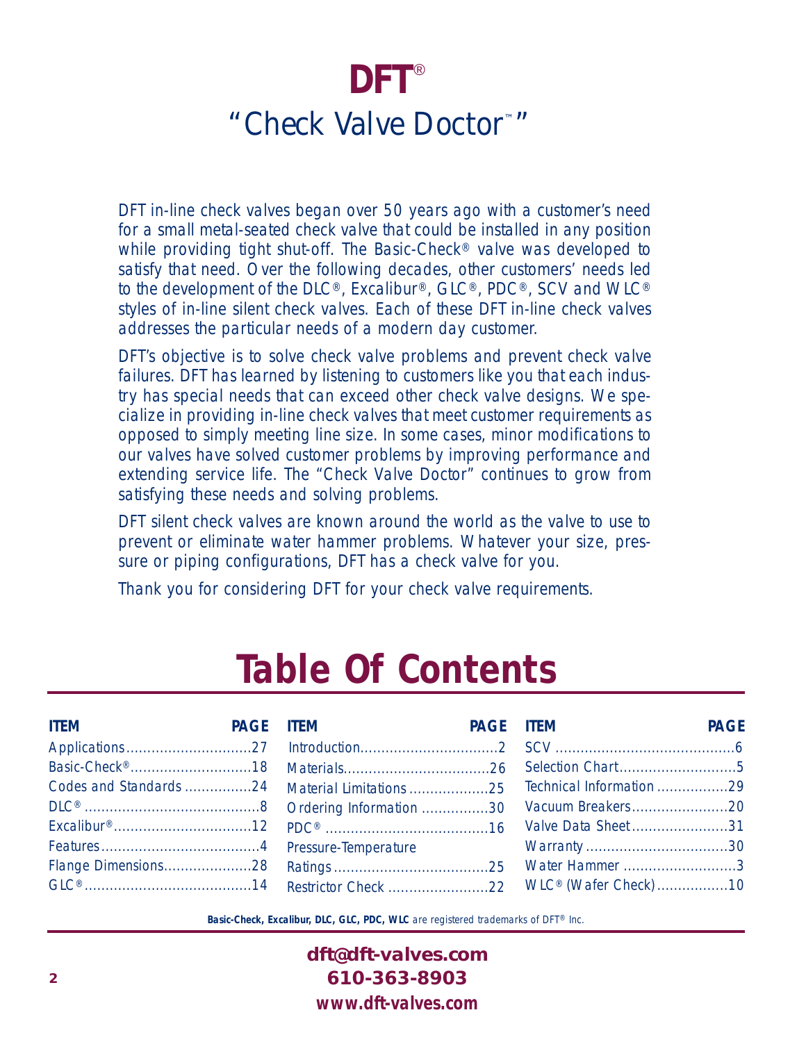# DFT®

## "Check Valve Doctor™"

*DFT in-line check valves began over 50 years ago with a customer's need for a small metal-seated check valve that could be installed in any position while providing tight shut-off. The Basic-Check® valve was developed to satisfy that need. Over the following decades, other customers' needs led to the development of the DLC®, Excalibur®, GLC®, PDC®, SCV and WLC® styles of in-line silent check valves. Each of these DFT in-line check valves addresses the particular needs of a modern day customer.*

*DFT's objective is to solve check valve problems and prevent check valve failures. DFT has learned by listening to customers like you that each industry has special needs that can exceed other check valve designs. We specialize in providing in-line check valves that meet customer requirements as opposed to simply meeting line size. In some cases, minor modifications to our valves have solved customer problems by improving performance and extending service life. The "Check Valve Doctor" continues to grow from satisfying these needs and solving problems.*

*DFT silent check valves are known around the world as the valve to use to prevent or eliminate water hammer problems. Whatever your size, pressure or piping configurations, DFT has a check valve for you.*

*Thank you for considering DFT for your check valve requirements.*

# Table Of Contents

| ITEM | PAGE |
|---|---|
| Applications | 27 |
| Basic-Check® | 18 |
| Codes and Standards | 24 |
| DLC® | 8 |
| Excalibur® | 12 |
| Features | 4 |
| Flange Dimensions | 28 |
| GLC® | 14 |
| Introduction | 2 |
| Materials | 26 |
| Material Limitations | 25 |
| Ordering Information | 30 |
| PDC® | 16 |
| Pressure-Temperature Ratings | 25 |
| Restrictor Check | 22 |
| SCV | 6 |
| Selection Chart | 5 |
| Technical Information | 29 |
| Vacuum Breakers | 20 |
| Valve Data Sheet | 31 |
| Warranty | 30 |
| Water Hammer | 3 |
| WLC® (Wafer Check) | 10 |

**Basic-Check, Excalibur, DLC, GLC, PDC, WLC** *are registered trademarks of DFT® Inc.*

**dft@dft-valves.com**
**610-363-8903**
**www.dft-valves.com**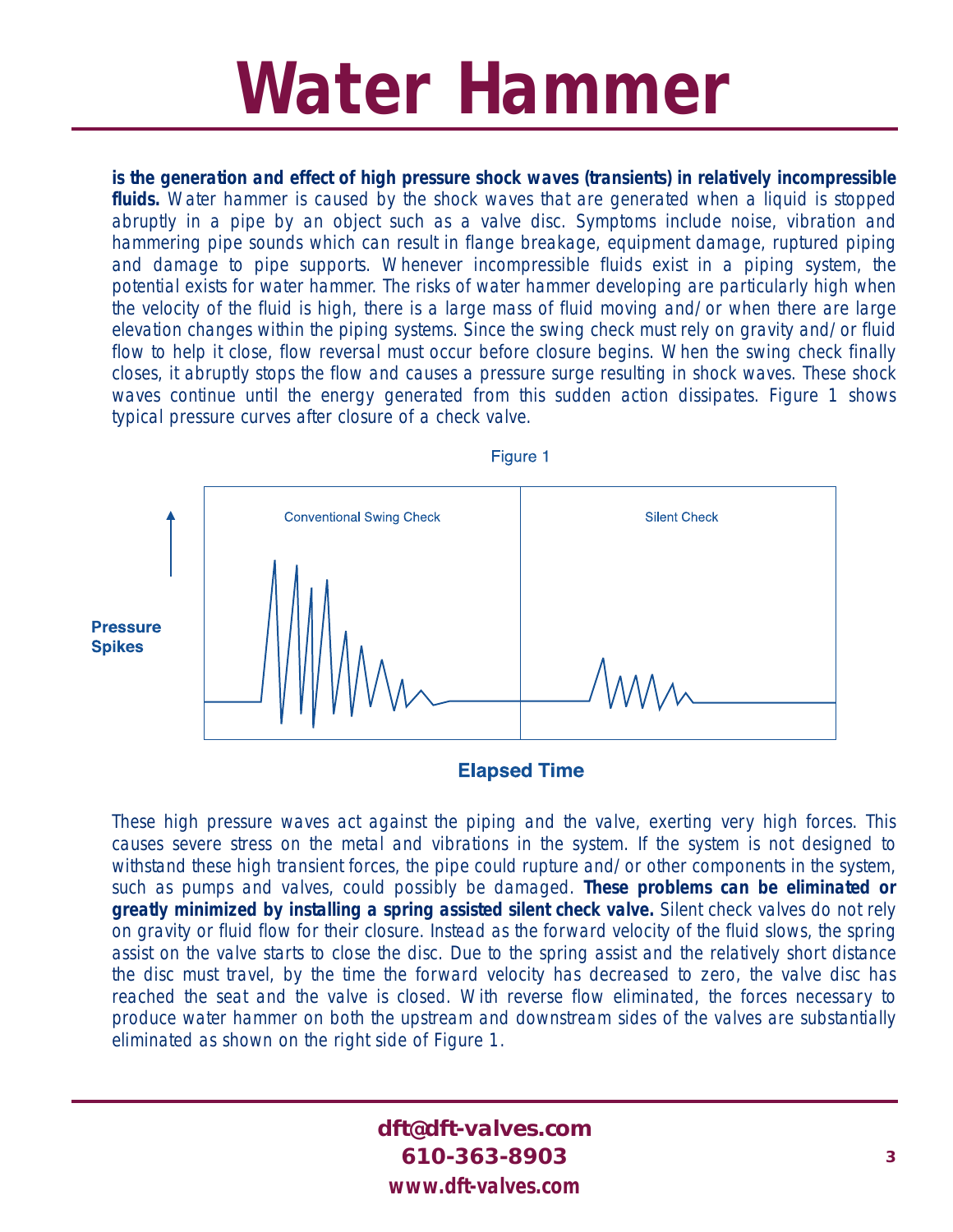# Water Hammer

**is the generation and effect of high pressure shock waves (transients) in relatively incompressible fluids.** Water hammer is caused by the shock waves that are generated when a liquid is stopped abruptly in a pipe by an object such as a valve disc. Symptoms include noise, vibration and hammering pipe sounds which can result in flange breakage, equipment damage, ruptured piping and damage to pipe supports. Whenever incompressible fluids exist in a piping system, the potential exists for water hammer. The risks of water hammer developing are particularly high when the velocity of the fluid is high, there is a large mass of fluid moving and/or when there are large elevation changes within the piping systems. Since the swing check must rely on gravity and/or fluid flow to help it close, flow reversal must occur before closure begins. When the swing check finally closes, it abruptly stops the flow and causes a pressure surge resulting in shock waves. These shock waves continue until the energy generated from this sudden action dissipates. Figure 1 shows typical pressure curves after closure of a check valve.

Figure 1

Pressure Spikes

Conventional Swing Check

Silent Check

Elapsed Time

These high pressure waves act against the piping and the valve, exerting very high forces. This causes severe stress on the metal and vibrations in the system. If the system is not designed to withstand these high transient forces, the pipe could rupture and/or other components in the system, such as pumps and valves, could possibly be damaged. **These problems can be eliminated or greatly minimized by installing a spring assisted silent check valve.** Silent check valves do not rely on gravity or fluid flow for their closure. Instead as the forward velocity of the fluid slows, the spring assist on the valve starts to close the disc. Due to the spring assist and the relatively short distance the disc must travel, by the time the forward velocity has decreased to zero, the valve disc has reached the seat and the valve is closed. With reverse flow eliminated, the forces necessary to produce water hammer on both the upstream and downstream sides of the valves are substantially eliminated as shown on the right side of Figure 1.

**dft@dft-valves.com**
**610-363-8903**
**www.dft-valves.com**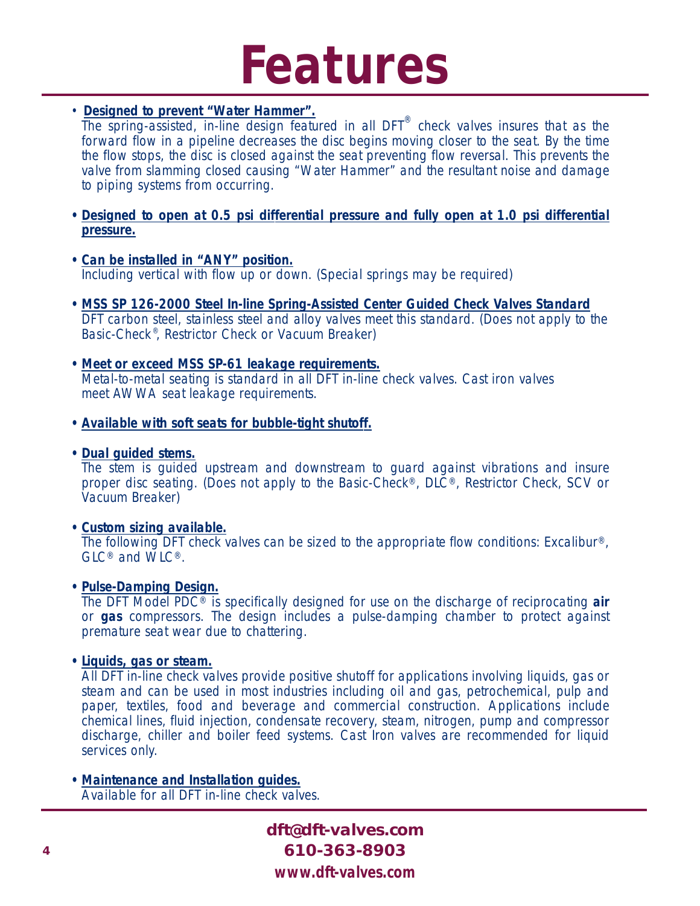# Features

- **Designed to prevent "Water Hammer".**
  The spring-assisted, in-line design featured in all DFT® check valves insures that as the forward flow in a pipeline decreases the disc begins moving closer to the seat. By the time the flow stops, the disc is closed against the seat preventing flow reversal. This prevents the valve from slamming closed causing "Water Hammer" and the resultant noise and damage to piping systems from occurring.

- **Designed to open at 0.5 psi differential pressure and fully open at 1.0 psi differential pressure.**

- **Can be installed in "ANY" position.**
  Including vertical with flow up or down. (Special springs may be required)

- **MSS SP 126-2000 Steel In-line Spring-Assisted Center Guided Check Valves Standard**
  DFT carbon steel, stainless steel and alloy valves meet this standard. (Does not apply to the Basic-Check®, Restrictor Check or Vacuum Breaker)

- **Meet or exceed MSS SP-61 leakage requirements.**
  Metal-to-metal seating is standard in all DFT in-line check valves. Cast iron valves meet AWWA seat leakage requirements.

- **Available with soft seats for bubble-tight shutoff.**

- **Dual guided stems.**
  The stem is guided upstream and downstream to guard against vibrations and insure proper disc seating. (Does not apply to the Basic-Check®, DLC®, Restrictor Check, SCV or Vacuum Breaker)

- **Custom sizing available.**
  The following DFT check valves can be sized to the appropriate flow conditions: Excalibur®, GLC® and WLC®.

- **Pulse-Damping Design.**
  The DFT Model PDC® is specifically designed for use on the discharge of reciprocating **air** or **gas** compressors. The design includes a pulse-damping chamber to protect against premature seat wear due to chattering.

- **Liquids, gas or steam.**
  All DFT in-line check valves provide positive shutoff for applications involving liquids, gas or steam and can be used in most industries including oil and gas, petrochemical, pulp and paper, textiles, food and beverage and commercial construction. Applications include chemical lines, fluid injection, condensate recovery, steam, nitrogen, pump and compressor discharge, chiller and boiler feed systems. Cast Iron valves are recommended for liquid services only.

- **Maintenance and Installation guides.**
  Available for all DFT in-line check valves.

**dft@dft-valves.com**
**610-363-8903**
**www.dft-valves.com**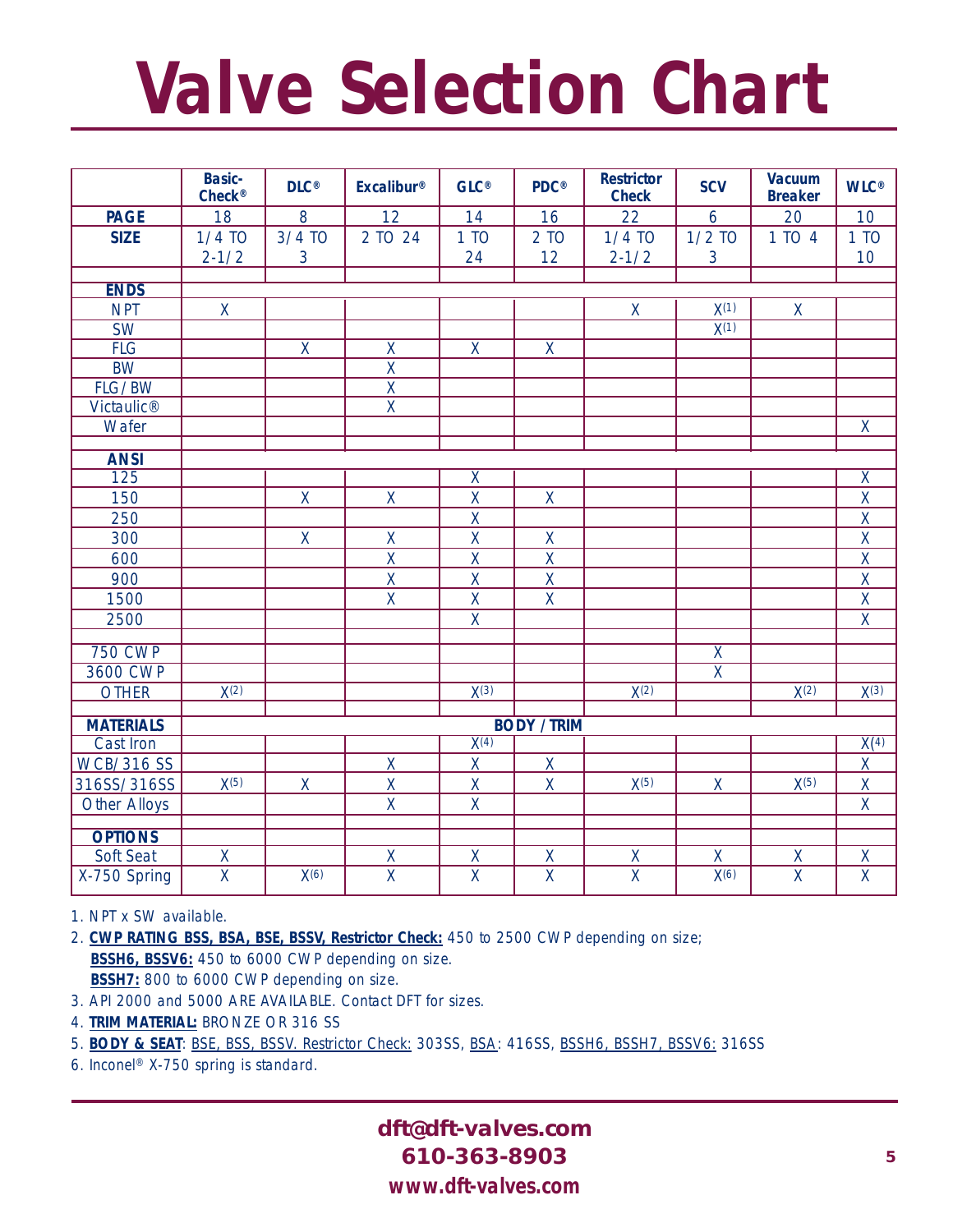# Valve Selection Chart

| | Basic-Check® | DLC® | Excalibur® | GLC® | PDC® | Restrictor Check | SCV | Vacuum Breaker | WLC® |
|---|---|---|---|---|---|---|---|---|---|
| **PAGE** | 18 | 8 | 12 | 14 | 16 | 22 | 6 | 20 | 10 |
| **SIZE** | 1/4 TO 2-1/2 | 3/4 TO 3 | 2 TO 24 | 1 TO 24 | 2 TO 12 | 1/4 TO 2-1/2 | 1/2 TO 3 | 1 TO 4 | 1 TO 10 |
| **ENDS** | | | | | | | | | |
| NPT | X | | | | | X | X(1) | X | |
| SW | | | | | | | X(1) | | |
| FLG | | X | X | X | X | | | | |
| BW | | | X | | | | | | |
| FLG / BW | | | X | | | | | | |
| Victaulic® | | | X | | | | | | |
| Wafer | | | | | | | | | X |
| **ANSI** | | | | | | | | | |
| 125 | | | | X | | | | | X |
| 150 | | X | X | X | X | | | | X |
| 250 | | | | X | | | | | X |
| 300 | | X | X | X | X | | | | X |
| 600 | | | X | X | X | | | | X |
| 900 | | | X | X | X | | | | X |
| 1500 | | | X | X | X | | | | X |
| 2500 | | | | X | | | | | X |
| 750 CWP | | | | | | | X | | |
| 3600 CWP | | | | | | | X | | |
| OTHER | X(2) | | | X(3) | | X(2) | | X(2) | X(3) |
| **MATERIALS** | **BODY / TRIM** | | | | | | | | |
| Cast Iron | | | | X(4) | | | | | X(4) |
| WCB/316 SS | | | X | X | X | | | | X |
| 316SS/316SS | X(5) | X | X | X | X | X(5) | X | X(5) | X |
| Other Alloys | | | X | X | | | | | X |
| **OPTIONS** | | | | | | | | | |
| Soft Seat | X | | X | X | X | X | X | X | X |
| X-750 Spring | X | X(6) | X | X | X | X | X(6) | X | X |

1. NPT x SW available.
2. **CWP RATING BSS, BSA, BSE, BSSV, Restrictor Check:** 450 to 2500 CWP depending on size;
   **BSSH6, BSSV6:** 450 to 6000 CWP depending on size.
   **BSSH7:** 800 to 6000 CWP depending on size.
3. API 2000 and 5000 ARE AVAILABLE. Contact DFT for sizes.
4. **TRIM MATERIAL:** BRONZE OR 316 SS
5. **BODY & SEAT**: BSE, BSS, BSSV. Restrictor Check: 303SS, BSA: 416SS, BSSH6, BSSH7, BSSV6: 316SS
6. Inconel® X-750 spring is standard.

**dft@dft-valves.com**
**610-363-8903**
**www.dft-valves.com**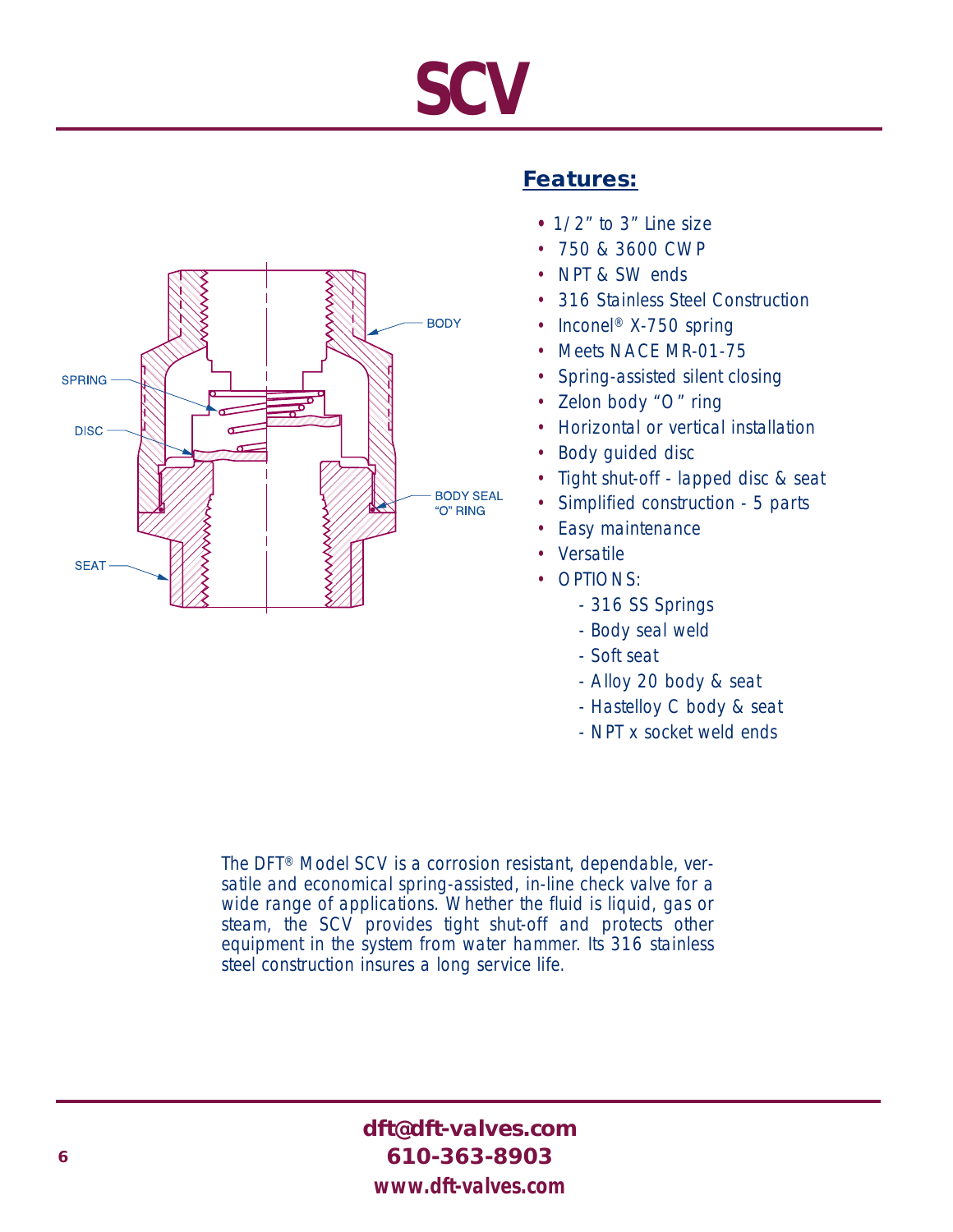# SCV

## Features:

- 1/2" to 3" Line size
- 750 & 3600 CWP
- NPT & SW ends
- 316 Stainless Steel Construction
- Inconel® X-750 spring
- Meets NACE MR-01-75
- Spring-assisted silent closing
- Zelon body "O" ring
- Horizontal or vertical installation
- Body guided disc
- Tight shut-off - lapped disc & seat
- Simplified construction - 5 parts
- Easy maintenance
- Versatile
- OPTIONS:
  - 316 SS Springs
  - Body seal weld
  - Soft seat
  - Alloy 20 body & seat
  - Hastelloy C body & seat
  - NPT x socket weld ends

BODY
SPRING
DISC
BODY SEAL "O" RING
SEAT

The DFT® Model SCV is a corrosion resistant, dependable, versatile and economical spring-assisted, in-line check valve for a wide range of applications. Whether the fluid is liquid, gas or steam, the SCV provides tight shut-off and protects other equipment in the system from water hammer. Its 316 stainless steel construction insures a long service life.

**dft@dft-valves.com**
**610-363-8903**
**www.dft-valves.com**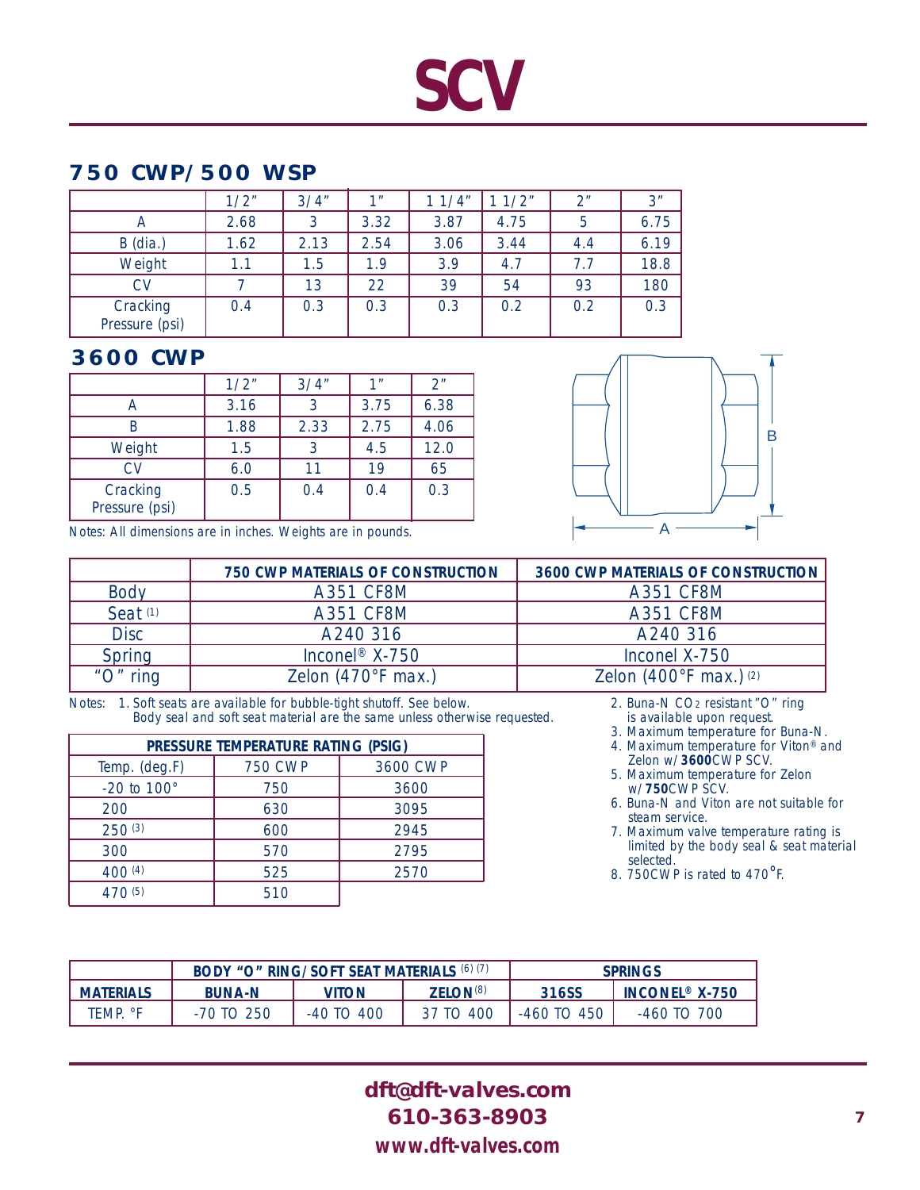# SCV

## 750 CWP/500 WSP

| | 1/2" | 3/4" | 1" | 1 1/4" | 1 1/2" | 2" | 3" |
|---|---|---|---|---|---|---|---|
| A | 2.68 | 3 | 3.32 | 3.87 | 4.75 | 5 | 6.75 |
| B (dia.) | 1.62 | 2.13 | 2.54 | 3.06 | 3.44 | 4.4 | 6.19 |
| Weight | 1.1 | 1.5 | 1.9 | 3.9 | 4.7 | 7.7 | 18.8 |
| CV | 7 | 13 | 22 | 39 | 54 | 93 | 180 |
| Cracking Pressure (psi) | 0.4 | 0.3 | 0.3 | 0.3 | 0.2 | 0.2 | 0.3 |

## 3600 CWP

| | 1/2" | 3/4" | 1" | 2" |
|---|---|---|---|---|
| A | 3.16 | 3 | 3.75 | 6.38 |
| B | 1.88 | 2.33 | 2.75 | 4.06 |
| Weight | 1.5 | 3 | 4.5 | 12.0 |
| CV | 6.0 | 11 | 19 | 65 |
| Cracking Pressure (psi) | 0.5 | 0.4 | 0.4 | 0.3 |

Notes: All dimensions are in inches. Weights are in pounds.

| | 750 CWP MATERIALS OF CONSTRUCTION | 3600 CWP MATERIALS OF CONSTRUCTION |
|---|---|---|
| Body | A351 CF8M | A351 CF8M |
| Seat [1] | A351 CF8M | A351 CF8M |
| Disc | A240 316 | A240 316 |
| Spring | Inconel® X-750 | Inconel X-750 |
| "O" ring | Zelon (470°F max.) | Zelon (400°F max.) [2] |

Notes:
1. Soft seats are available for bubble-tight shutoff. See below. Body seal and soft seat material are the same unless otherwise requested.
2. Buna-N $CO_2$ resistant "O" ring is available upon request.
3. Maximum temperature for Buna-N.
4. Maximum temperature for Viton® and Zelon w/ **3600**CWP SCV.
5. Maximum temperature for Zelon w/ **750**CWP SCV.
6. Buna-N and Viton are not suitable for steam service.
7. Maximum valve temperature rating is limited by the body seal & seat material selected.
8. 750CWP is rated to 470°F.

| PRESSURE TEMPERATURE RATING (PSIG) | | |
|---|---|---|
| Temp. (deg.F) | 750 CWP | 3600 CWP |
| -20 to 100° | 750 | 3600 |
| 200 | 630 | 3095 |
| 250 [3] | 600 | 2945 |
| 300 | 570 | 2795 |
| 400 [4] | 525 | 2570 |
| 470 [5] | 510 | |

| | BODY "O" RING/SOFT SEAT MATERIALS [6] [7] | | | SPRINGS | |
|---|---|---|---|---|---|
| MATERIALS | BUNA-N | VITON | ZELON [8] | 316SS | INCONEL® X-750 |
| TEMP. °F | -70 TO 250 | -40 TO 400 | 37 TO 400 | -460 TO 450 | -460 TO 700 |

**dft@dft-valves.com**
**610-363-8903**
**www.dft-valves.com**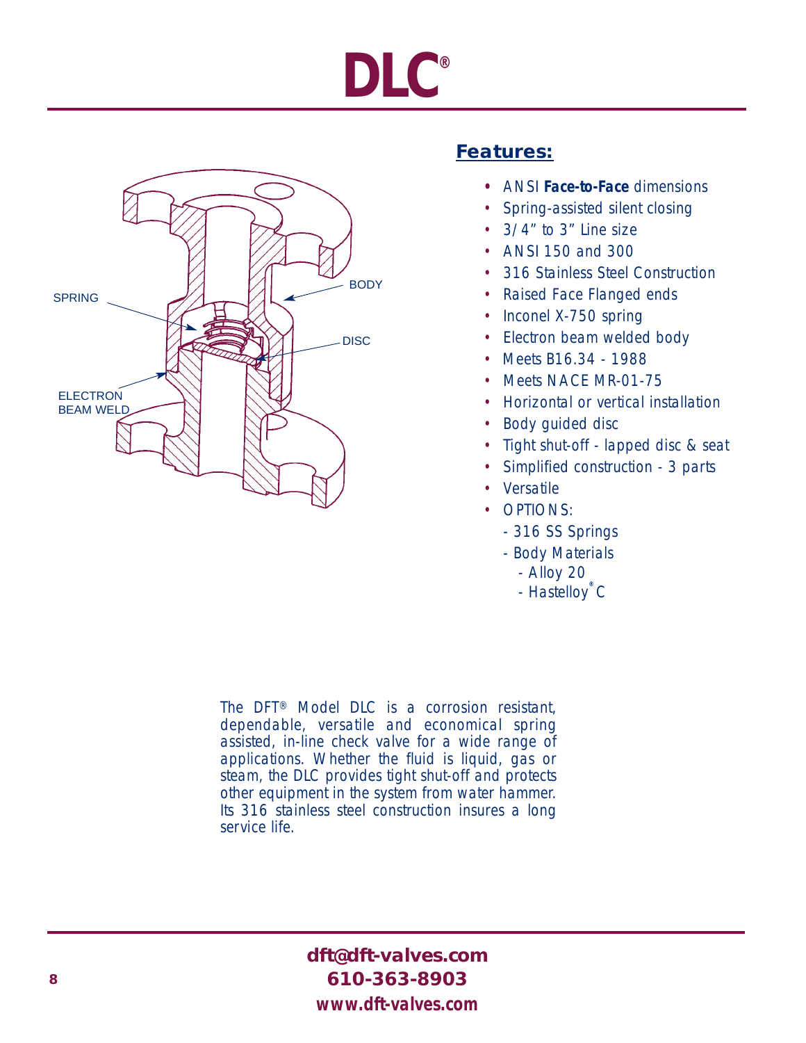# DLC®

SPRING

BODY

DISC

ELECTRON BEAM WELD

## Features:

- ANSI ***Face-to-Face*** dimensions
- Spring-assisted silent closing
- 3/4" to 3" Line size
- ANSI 150 and 300
- 316 Stainless Steel Construction
- Raised Face Flanged ends
- Inconel X-750 spring
- Electron beam welded body
- Meets B16.34 - 1988
- Meets NACE MR-01-75
- Horizontal or vertical installation
- Body guided disc
- Tight shut-off - lapped disc & seat
- Simplified construction - 3 parts
- Versatile
- OPTIONS:
  - 316 SS Springs
  - Body Materials
    - Alloy 20
    - Hastelloy® C

The DFT® Model DLC is a corrosion resistant, dependable, versatile and economical spring assisted, in-line check valve for a wide range of applications. Whether the fluid is liquid, gas or steam, the DLC provides tight shut-off and protects other equipment in the system from water hammer. Its 316 stainless steel construction insures a long service life.

**dft@dft-valves.com**
**610-363-8903**
**www.dft-valves.com**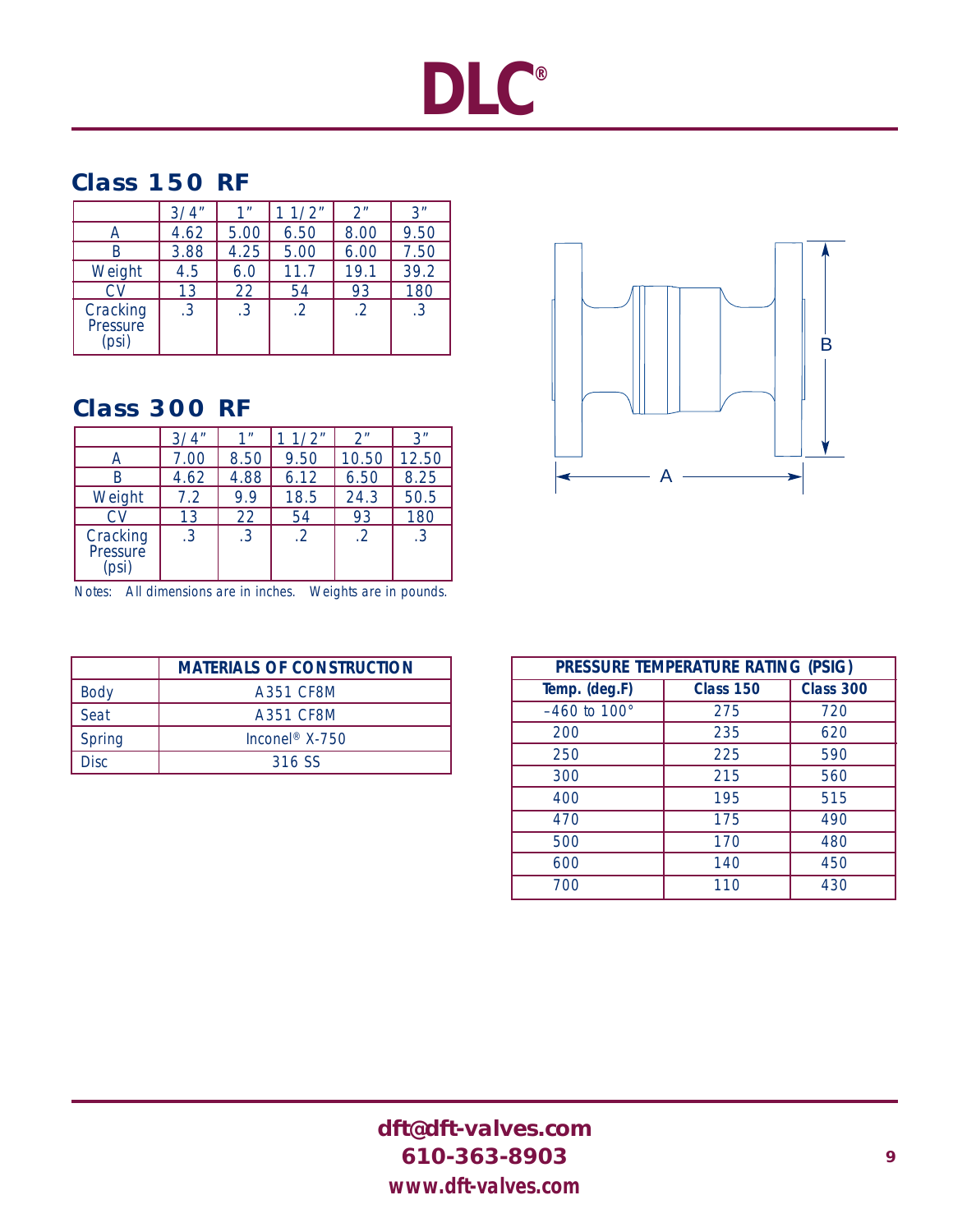# DLC®

## Class 150 RF

| | 3/4" | 1" | 1 1/2" | 2" | 3" |
|---|---|---|---|---|---|
| A | 4.62 | 5.00 | 6.50 | 8.00 | 9.50 |
| B | 3.88 | 4.25 | 5.00 | 6.00 | 7.50 |
| Weight | 4.5 | 6.0 | 11.7 | 19.1 | 39.2 |
| CV | 13 | 22 | 54 | 93 | 180 |
| Cracking Pressure (psi) | .3 | .3 | .2 | .2 | .3 |

## Class 300 RF

| | 3/4" | 1" | 1 1/2" | 2" | 3" |
|---|---|---|---|---|---|
| A | 7.00 | 8.50 | 9.50 | 10.50 | 12.50 |
| B | 4.62 | 4.88 | 6.12 | 6.50 | 8.25 |
| Weight | 7.2 | 9.9 | 18.5 | 24.3 | 50.5 |
| CV | 13 | 22 | 54 | 93 | 180 |
| Cracking Pressure (psi) | .3 | .3 | .2 | .2 | .3 |

Notes: All dimensions are in inches. Weights are in pounds.

| | MATERIALS OF CONSTRUCTION |
|---|---|
| Body | A351 CF8M |
| Seat | A351 CF8M |
| Spring | Inconel® X-750 |
| Disc | 316 SS |

| PRESSURE TEMPERATURE RATING (PSIG) | | |
|---|---|---|
| Temp. (deg.F) | Class 150 | Class 300 |
| –460 to 100° | 275 | 720 |
| 200 | 235 | 620 |
| 250 | 225 | 590 |
| 300 | 215 | 560 |
| 400 | 195 | 515 |
| 470 | 175 | 490 |
| 500 | 170 | 480 |
| 600 | 140 | 450 |
| 700 | 110 | 430 |

**dft@dft-valves.com**
**610-363-8903**
**www.dft-valves.com**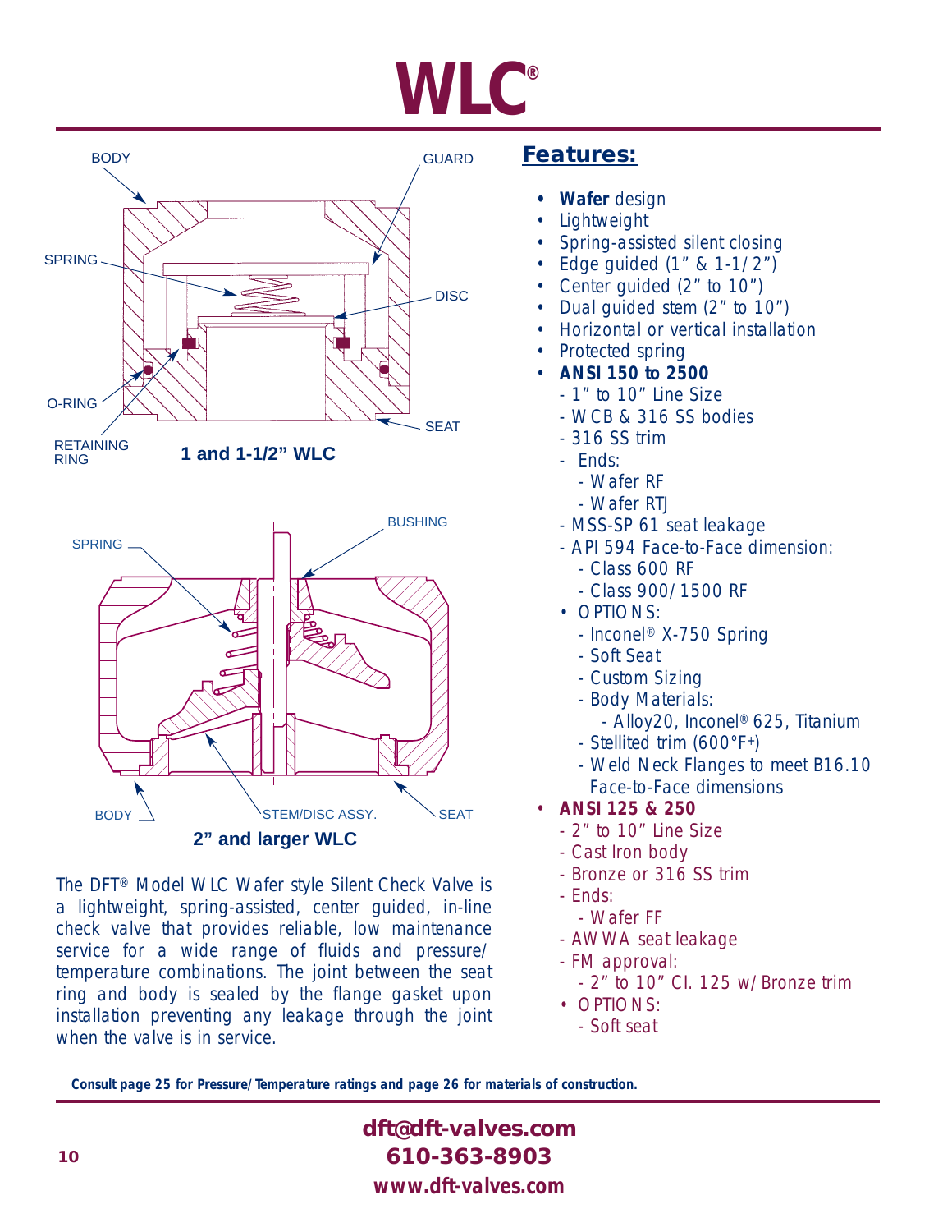# WLC®

BODY

GUARD

SPRING

DISC

O-RING

RETAINING RING

SEAT

**1 and 1-1/2" WLC**

SPRING

BUSHING

BODY

STEM/DISC ASSY.

SEAT

**2" and larger WLC**

The DFT® Model WLC Wafer style Silent Check Valve is a lightweight, spring-assisted, center guided, in-line check valve that provides reliable, low maintenance service for a wide range of fluids and pressure/temperature combinations. The joint between the seat ring and body is sealed by the flange gasket upon installation preventing any leakage through the joint when the valve is in service.

## Features:

- **Wafer** design
- Lightweight
- Spring-assisted silent closing
- Edge guided (1" & 1-1/2")
- Center guided (2" to 10")
- Dual guided stem (2" to 10")
- Horizontal or vertical installation
- Protected spring
- **ANSI 150 to 2500**
  - 1" to 10" Line Size
  - WCB & 316 SS bodies
  - 316 SS trim
  - Ends:
    - Wafer RF
    - Wafer RTJ
  - MSS-SP 61 seat leakage
  - API 594 Face-to-Face dimension:
    - Class 600 RF
    - Class 900/1500 RF
  - OPTIONS:
    - Inconel® X-750 Spring
    - Soft Seat
    - Custom Sizing
    - Body Materials:
      - Alloy20, Inconel® 625, Titanium
    - Stellited trim (600°F+)
    - Weld Neck Flanges to meet B16.10 Face-to-Face dimensions
- **ANSI 125 & 250**
  - 2" to 10" Line Size
  - Cast Iron body
  - Bronze or 316 SS trim
  - Ends:
    - Wafer FF
  - AWWA seat leakage
  - FM approval:
    - 2" to 10" Cl. 125 w/Bronze trim
  - OPTIONS:
    - Soft seat

***Consult page 25 for Pressure/Temperature ratings and page 26 for materials of construction.***

**dft@dft-valves.com**
**610-363-8903**
**www.dft-valves.com**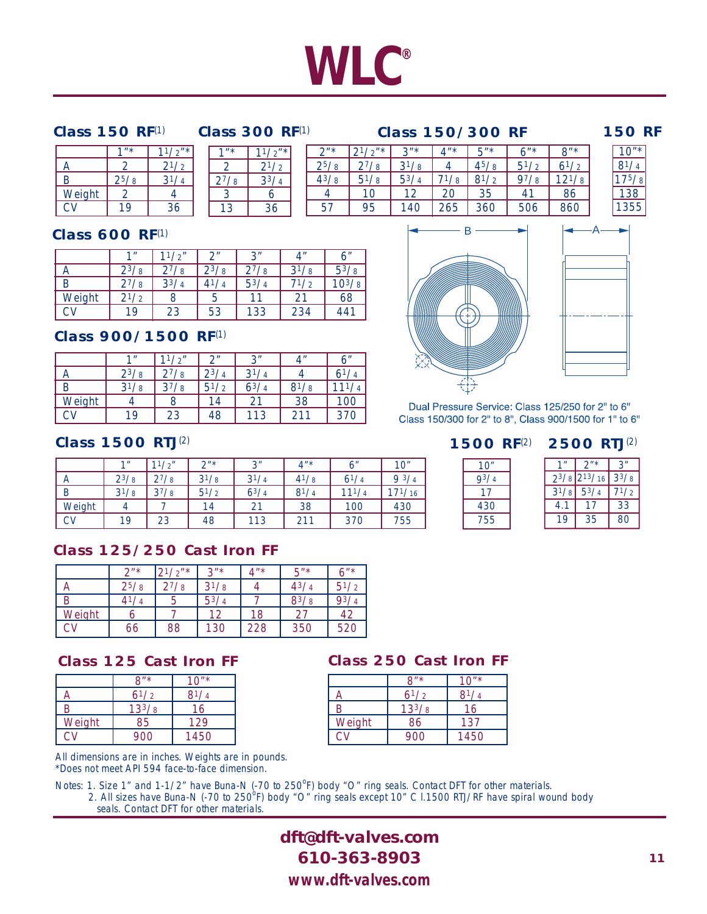# WLC®

### Class 150 RF(1)

| | 1"* | 1 1/2"* |
|---|---|---|
| A | 2 | 2 1/2 |
| B | 2 5/8 | 3 1/4 |
| Weight | 2 | 4 |
| CV | 19 | 36 |

### Class 300 RF(1)

| | 1"* | 1 1/2"* |
|---|---|---|
| A | 2 | 2 1/2 |
| B | 2 7/8 | 3 3/4 |
| Weight | 3 | 6 |
| CV | 13 | 36 |

### Class 150/300 RF

| | 2"* | 2 1/2"* | 3"* | 4"* | 5"* | 6"* | 8"* |
|---|---|---|---|---|---|---|---|
| A | 2 5/8 | 2 7/8 | 3 1/8 | 4 | 4 5/8 | 5 1/2 | 6 1/2 |
| B | 4 3/8 | 5 1/8 | 5 3/4 | 7 1/8 | 8 1/2 | 9 7/8 | 12 1/8 |
| Weight | 4 | 10 | 12 | 20 | 35 | 41 | 86 |
| CV | 57 | 95 | 140 | 265 | 360 | 506 | 860 |

### 150 RF

| | 10"* |
|---|---|
| A | 8 1/4 |
| B | 17 5/8 |
| Weight | 138 |
| CV | 1355 |

### Class 600 RF(1)

| | 1" | 1 1/2" | 2" | 3" | 4" | 6" |
|---|---|---|---|---|---|---|
| A | 2 3/8 | 2 7/8 | 2 3/8 | 2 7/8 | 3 1/8 | 5 3/8 |
| B | 2 7/8 | 3 3/4 | 4 1/4 | 5 3/4 | 7 1/2 | 10 3/8 |
| Weight | 2 1/2 | 8 | 5 | 11 | 21 | 68 |
| CV | 19 | 23 | 53 | 133 | 234 | 441 |

### Class 900/1500 RF(1)

| | 1" | 1 1/2" | 2" | 3" | 4" | 6" |
|---|---|---|---|---|---|---|
| A | 2 3/8 | 2 7/8 | 2 3/4 | 3 1/4 | 4 | 6 1/4 |
| B | 3 1/8 | 3 7/8 | 5 1/2 | 6 3/4 | 8 1/8 | 11 1/4 |
| Weight | 4 | 8 | 14 | 21 | 38 | 100 |
| CV | 19 | 23 | 48 | 113 | 211 | 370 |

Dual Pressure Service: Class 125/250 for 2" to 6"
Class 150/300 for 2" to 8", Class 900/1500 for 1" to 6"

### Class 1500 RTJ(2)

| | 1" | 1 1/2" | 2"* | 3" | 4"* | 6" | 10" |
|---|---|---|---|---|---|---|---|
| A | 2 3/8 | 2 7/8 | 3 1/8 | 3 1/4 | 4 1/8 | 6 1/4 | 9 3/4 |
| B | 3 1/8 | 3 7/8 | 5 1/2 | 6 3/4 | 8 1/4 | 11 1/4 | 17 1/16 |
| Weight | 4 | 7 | 14 | 21 | 38 | 100 | 430 |
| CV | 19 | 23 | 48 | 113 | 211 | 370 | 755 |

### 1500 RF(2)

| | 10" |
|---|---|
| A | 9 3/4 |
| B | 17 |
| Weight | 430 |
| CV | 755 |

### 2500 RTJ(2)

| | 1" | 2"* | 3" |
|---|---|---|---|
| A | 2 3/8 | 2 13/16 | 3 3/8 |
| B | 3 1/8 | 5 3/4 | 7 1/2 |
| Weight | 4.1 | 17 | 33 |
| CV | 19 | 35 | 80 |

### Class 125/250 Cast Iron FF

| | 2"* | 2 1/2"* | 3"* | 4"* | 5"* | 6"* |
|---|---|---|---|---|---|---|
| A | 2 5/8 | 2 7/8 | 3 1/8 | 4 | 4 3/4 | 5 1/2 |
| B | 4 1/4 | 5 | 5 3/4 | 7 | 8 3/8 | 9 3/4 |
| Weight | 6 | 7 | 12 | 18 | 27 | 42 |
| CV | 66 | 88 | 130 | 228 | 350 | 520 |

### Class 125 Cast Iron FF

| | 8"* | 10"* |
|---|---|---|
| A | 6 1/2 | 8 1/4 |
| B | 13 3/8 | 16 |
| Weight | 85 | 129 |
| CV | 900 | 1450 |

### Class 250 Cast Iron FF

| | 8"* | 10"* |
|---|---|---|
| A | 6 1/2 | 8 1/4 |
| B | 13 3/8 | 16 |
| Weight | 86 | 137 |
| CV | 900 | 1450 |

All dimensions are in inches. Weights are in pounds.
*Does not meet API 594 face-to-face dimension.

Notes: 1. Size 1" and 1-1/2" have Buna-N (-70 to 250°F) body "O" ring seals. Contact DFT for other materials.
2. All sizes have Buna-N (-70 to 250°F) body "O" ring seals except 10" Cl.1500 RTJ/RF have spiral wound body seals. Contact DFT for other materials.

**dft@dft-valves.com**
**610-363-8903**
**www.dft-valves.com**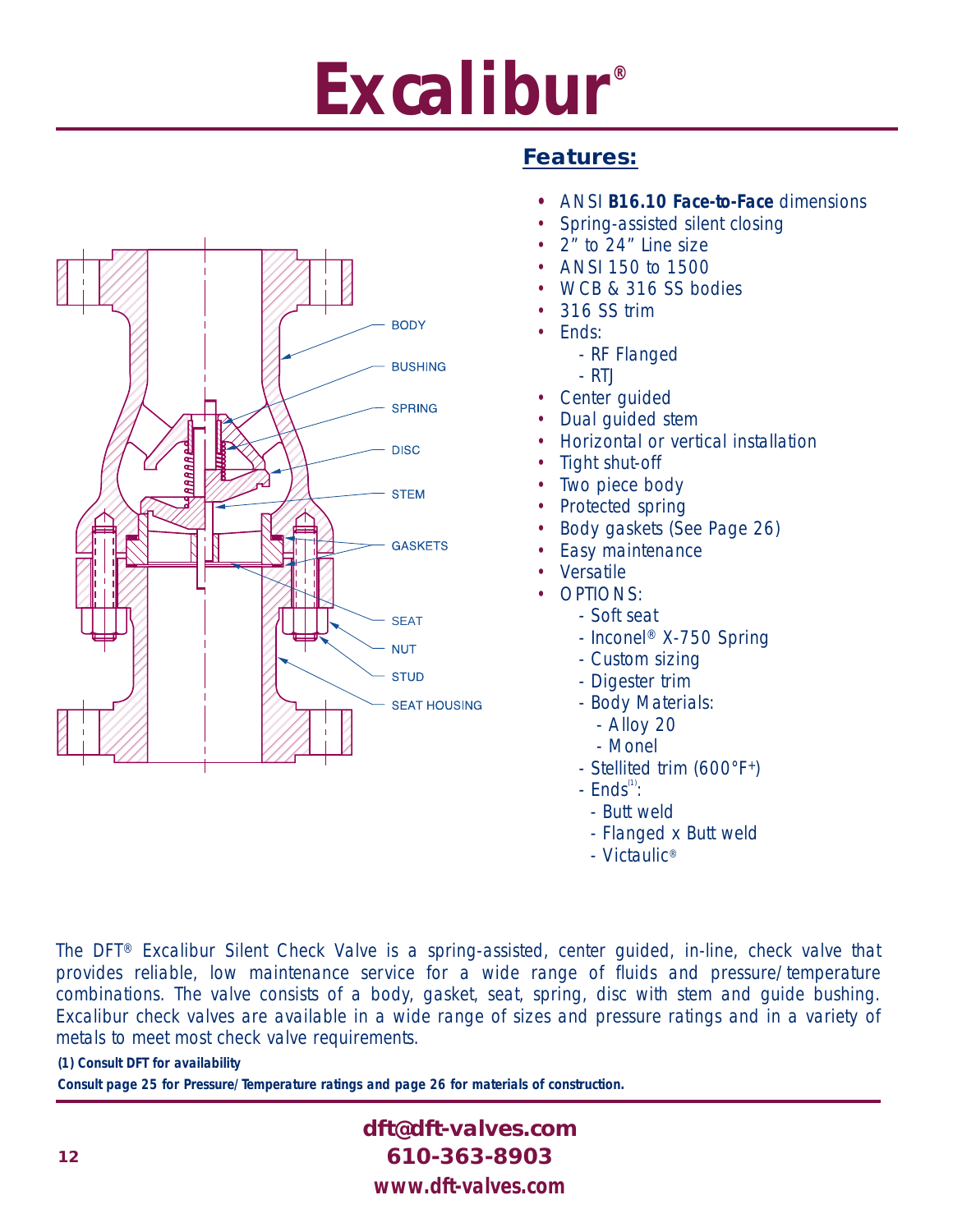# Excalibur®

BODY
BUSHING
SPRING
DISC
STEM
GASKETS
SEAT
NUT
STUD
SEAT HOUSING

## Features:

- ANSI **B16.10 Face-to-Face** dimensions
- Spring-assisted silent closing
- 2” to 24” Line size
- ANSI 150 to 1500
- WCB & 316 SS bodies
- 316 SS trim
- Ends:
  - RF Flanged
  - RTJ
- Center guided
- Dual guided stem
- Horizontal or vertical installation
- Tight shut-off
- Two piece body
- Protected spring
- Body gaskets (See Page 26)
- Easy maintenance
- Versatile
- OPTIONS:
  - Soft seat
  - Inconel® X-750 Spring
  - Custom sizing
  - Digester trim
  - Body Materials:
    - Alloy 20
    - Monel
  - Stellited trim (600°F+)
  - Ends[1]:
    - Butt weld
    - Flanged x Butt weld
    - Victaulic®

The DFT® Excalibur Silent Check Valve is a spring-assisted, center guided, in-line, check valve that provides reliable, low maintenance service for a wide range of fluids and pressure/temperature combinations. The valve consists of a body, gasket, seat, spring, disc with stem and guide bushing. Excalibur check valves are available in a wide range of sizes and pressure ratings and in a variety of metals to meet most check valve requirements.

***(1) Consult DFT for availability***

***Consult page 25 for Pressure/Temperature ratings and page 26 for materials of construction.***

**dft@dft-valves.com**
**610-363-8903**
**www.dft-valves.com**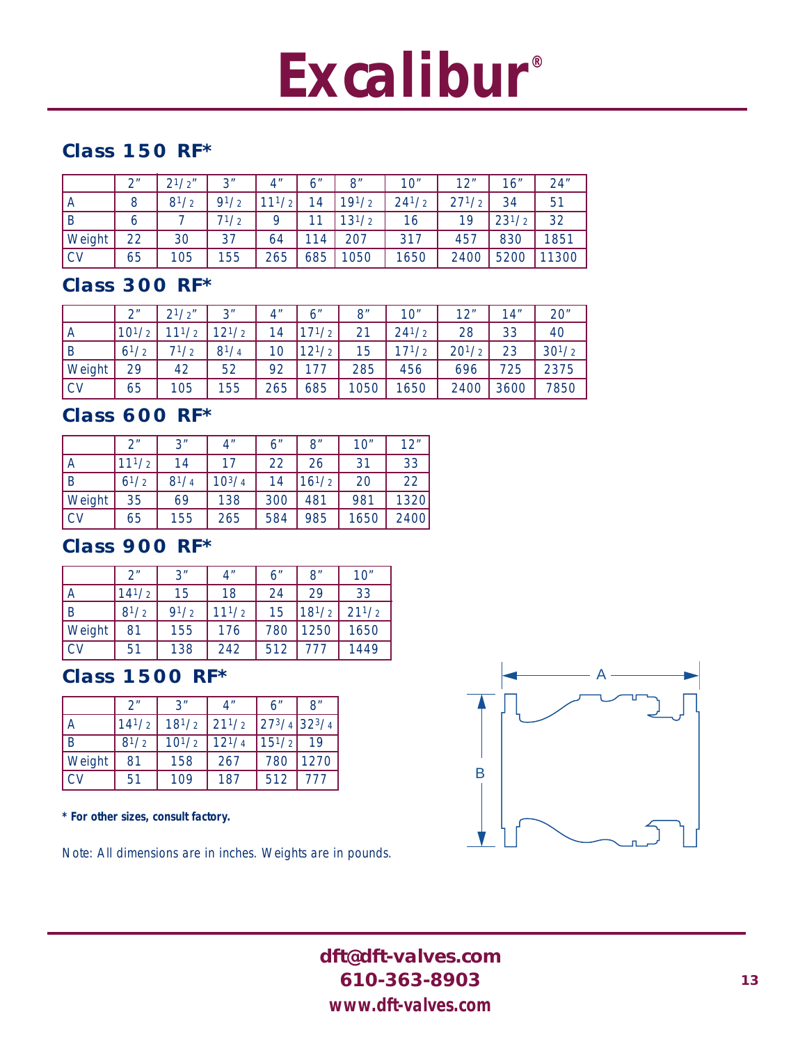# Excalibur®

## Class 150 RF*

| | 2" | 2 1/2" | 3" | 4" | 6" | 8" | 10" | 12" | 16" | 24" |
|---|---|---|---|---|---|---|---|---|---|---|
| A | 8 | 8 1/2 | 9 1/2 | 11 1/2 | 14 | 19 1/2 | 24 1/2 | 27 1/2 | 34 | 51 |
| B | 6 | 7 | 7 1/2 | 9 | 11 | 13 1/2 | 16 | 19 | 23 1/2 | 32 |
| Weight | 22 | 30 | 37 | 64 | 114 | 207 | 317 | 457 | 830 | 1851 |
| CV | 65 | 105 | 155 | 265 | 685 | 1050 | 1650 | 2400 | 5200 | 11300 |

## Class 300 RF*

| | 2" | 2 1/2" | 3" | 4" | 6" | 8" | 10" | 12" | 14" | 20" |
|---|---|---|---|---|---|---|---|---|---|---|
| A | 10 1/2 | 11 1/2 | 12 1/2 | 14 | 17 1/2 | 21 | 24 1/2 | 28 | 33 | 40 |
| B | 6 1/2 | 7 1/2 | 8 1/4 | 10 | 12 1/2 | 15 | 17 1/2 | 20 1/2 | 23 | 30 1/2 |
| Weight | 29 | 42 | 52 | 92 | 177 | 285 | 456 | 696 | 725 | 2375 |
| CV | 65 | 105 | 155 | 265 | 685 | 1050 | 1650 | 2400 | 3600 | 7850 |

## Class 600 RF*

| | 2" | 3" | 4" | 6" | 8" | 10" | 12" |
|---|---|---|---|---|---|---|---|
| A | 11 1/2 | 14 | 17 | 22 | 26 | 31 | 33 |
| B | 6 1/2 | 8 1/4 | 10 3/4 | 14 | 16 1/2 | 20 | 22 |
| Weight | 35 | 69 | 138 | 300 | 481 | 981 | 1320 |
| CV | 65 | 155 | 265 | 584 | 985 | 1650 | 2400 |

## Class 900 RF*

| | 2" | 3" | 4" | 6" | 8" | 10" |
|---|---|---|---|---|---|---|
| A | 14 1/2 | 15 | 18 | 24 | 29 | 33 |
| B | 8 1/2 | 9 1/2 | 11 1/2 | 15 | 18 1/2 | 21 1/2 |
| Weight | 81 | 155 | 176 | 780 | 1250 | 1650 |
| CV | 51 | 138 | 242 | 512 | 777 | 1449 |

## Class 1500 RF*

| | 2" | 3" | 4" | 6" | 8" |
|---|---|---|---|---|---|
| A | 14 1/2 | 18 1/2 | 21 1/2 | 27 3/4 | 32 3/4 |
| B | 8 1/2 | 10 1/2 | 12 1/4 | 15 1/2 | 19 |
| Weight | 81 | 158 | 267 | 780 | 1270 |
| CV | 51 | 109 | 187 | 512 | 777 |

**\* For other sizes, consult factory.**

*Note: All dimensions are in inches. Weights are in pounds.*

A

B

**dft@dft-valves.com**
**610-363-8903**
**www.dft-valves.com**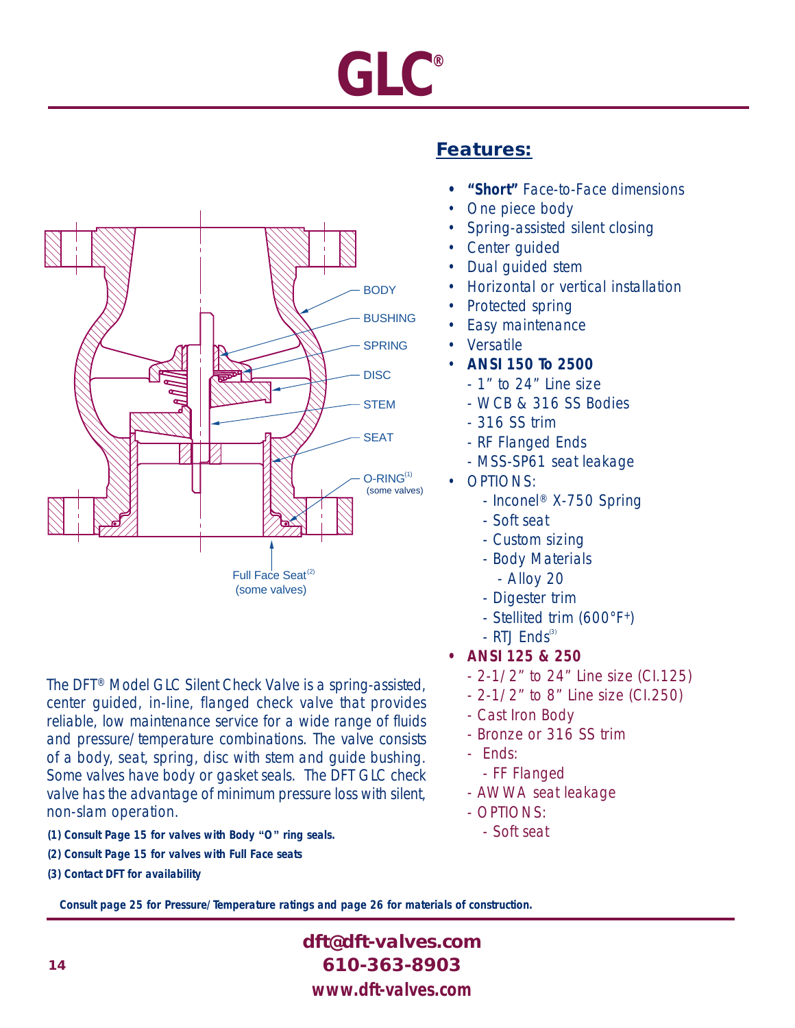# GLC®

BODY

BUSHING

SPRING

DISC

STEM

SEAT

O-RING[1] (some valves)

Full Face Seat[2] (some valves)

## Features:

- **"Short"** Face-to-Face dimensions
- One piece body
- Spring-assisted silent closing
- Center guided
- Dual guided stem
- Horizontal or vertical installation
- Protected spring
- Easy maintenance
- Versatile
- **ANSI 150 To 2500**
  - 1" to 24" Line size
  - WCB & 316 SS Bodies
  - 316 SS trim
  - RF Flanged Ends
  - MSS-SP61 seat leakage
- OPTIONS:
  - Inconel® X-750 Spring
  - Soft seat
  - Custom sizing
  - Body Materials
    - Alloy 20
  - Digester trim
  - Stellited trim (600°F+)
  - RTJ Ends[3]
- **ANSI 125 & 250**
  - 2-1/2" to 24" Line size (Cl.125)
  - 2-1/2" to 8" Line size (Cl.250)
  - Cast Iron Body
  - Bronze or 316 SS trim
  - Ends:
    - FF Flanged
  - AWWA seat leakage
  - OPTIONS:
    - Soft seat

The DFT® Model GLC Silent Check Valve is a spring-assisted, center guided, in-line, flanged check valve that provides reliable, low maintenance service for a wide range of fluids and pressure/temperature combinations. The valve consists of a body, seat, spring, disc with stem and guide bushing. Some valves have body or gasket seals. The DFT GLC check valve has the advantage of minimum pressure loss with silent, non-slam operation.

**(1) Consult Page 15 for valves with Body "O" ring seals.**

**(2) Consult Page 15 for valves with Full Face seats**

**(3) Contact DFT for availability**

**Consult page 25 for Pressure/Temperature ratings and page 26 for materials of construction.**

**dft@dft-valves.com**
**610-363-8903**
**www.dft-valves.com**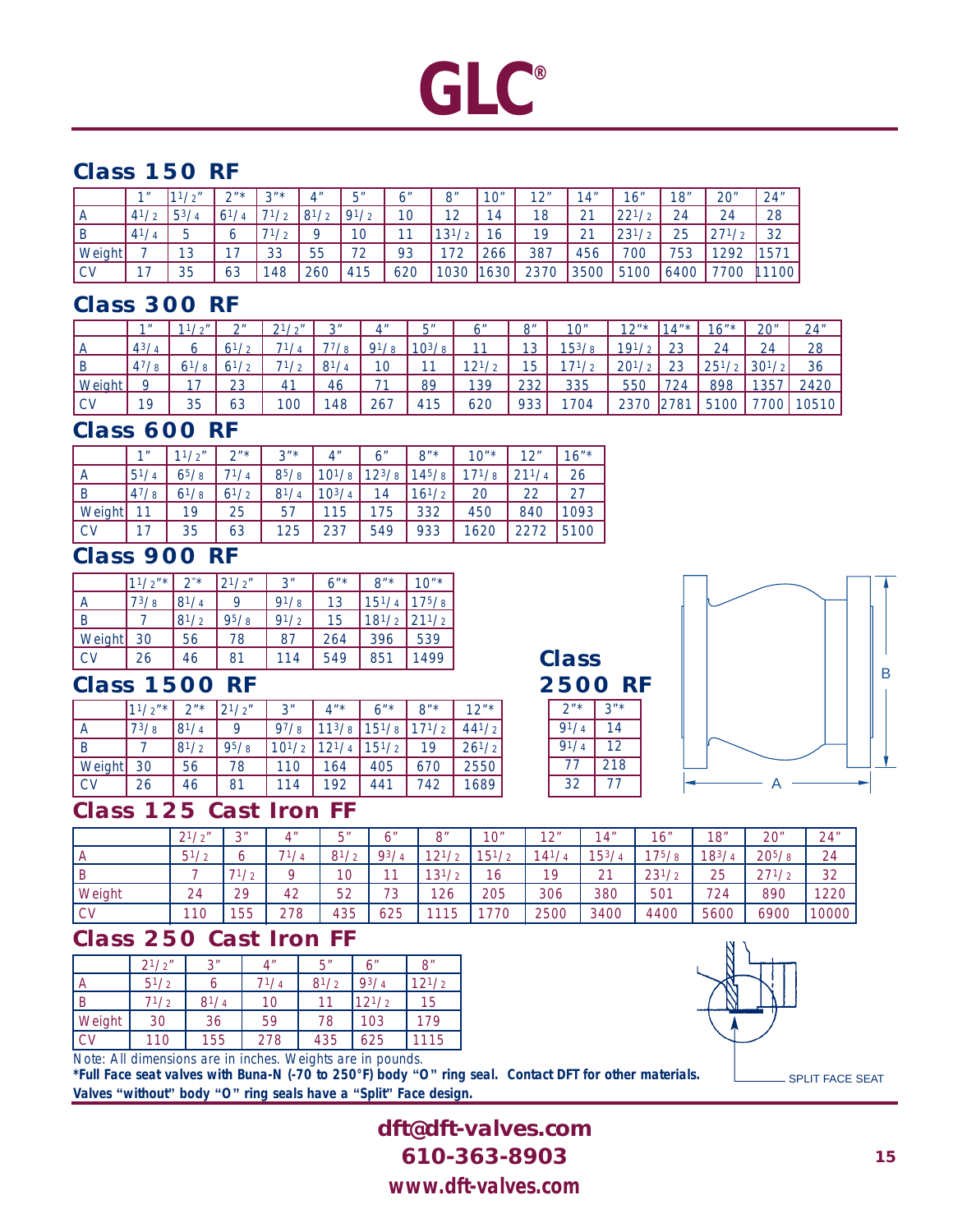# GLC®

## Class 150 RF

| | 1" | 1 1/2" | 2"* | 3"* | 4" | 5" | 6" | 8" | 10" | 12" | 14" | 16" | 18" | 20" | 24" |
|---|---|---|---|---|---|---|---|---|---|---|---|---|---|---|---|
| A | 4 1/2 | 5 3/4 | 6 1/4 | 7 1/2 | 8 1/2 | 9 1/2 | 10 | 12 | 14 | 18 | 21 | 22 1/2 | 24 | 24 | 28 |
| B | 4 1/4 | 5 | 6 | 7 1/2 | 9 | 10 | 11 | 13 1/2 | 16 | 19 | 21 | 23 1/2 | 25 | 27 1/2 | 32 |
| Weight | 7 | 13 | 17 | 33 | 55 | 72 | 93 | 172 | 266 | 387 | 456 | 700 | 753 | 1292 | 1571 |
| CV | 17 | 35 | 63 | 148 | 260 | 415 | 620 | 1030 | 1630 | 2370 | 3500 | 5100 | 6400 | 7700 | 11100 |

## Class 300 RF

| | 1" | 1 1/2" | 2" | 2 1/2" | 3" | 4" | 5" | 6" | 8" | 10" | 12"* | 14"* | 16"* | 20" | 24" |
|---|---|---|---|---|---|---|---|---|---|---|---|---|---|---|---|
| A | 4 3/4 | 6 | 6 1/2 | 7 1/4 | 7 7/8 | 9 1/8 | 10 3/8 | 11 | 13 | 15 3/8 | 19 1/2 | 23 | 24 | 24 | 28 |
| B | 4 7/8 | 6 1/8 | 6 1/2 | 7 1/2 | 8 1/4 | 10 | 11 | 12 1/2 | 15 | 17 1/2 | 20 1/2 | 23 | 25 1/2 | 30 1/2 | 36 |
| Weight | 9 | 17 | 23 | 41 | 46 | 71 | 89 | 139 | 232 | 335 | 550 | 724 | 898 | 1357 | 2420 |
| CV | 19 | 35 | 63 | 100 | 148 | 267 | 415 | 620 | 933 | 1704 | 2370 | 2781 | 5100 | 7700 | 10510 |

## Class 600 RF

| | 1" | 1 1/2" | 2"* | 3"* | 4" | 6" | 8"* | 10"* | 12" | 16"* |
|---|---|---|---|---|---|---|---|---|---|---|
| A | 5 1/4 | 6 5/8 | 7 1/4 | 8 5/8 | 10 1/8 | 12 3/8 | 14 5/8 | 17 1/8 | 21 1/4 | 26 |
| B | 4 7/8 | 6 1/8 | 6 1/2 | 8 1/4 | 10 3/4 | 14 | 16 1/2 | 20 | 22 | 27 |
| Weight | 11 | 19 | 25 | 57 | 115 | 175 | 332 | 450 | 840 | 1093 |
| CV | 17 | 35 | 63 | 125 | 237 | 549 | 933 | 1620 | 2272 | 5100 |

## Class 900 RF

| | 1 1/2"* | 2"* | 2 1/2" | 3" | 6"* | 8"* | 10"* |
|---|---|---|---|---|---|---|---|
| A | 7 3/8 | 8 1/4 | 9 | 9 1/8 | 13 | 15 1/4 | 17 5/8 |
| B | 7 | 8 1/2 | 9 5/8 | 9 1/2 | 15 | 18 1/2 | 21 1/2 |
| Weight | 30 | 56 | 78 | 87 | 264 | 396 | 539 |
| CV | 26 | 46 | 81 | 114 | 549 | 851 | 1499 |

## Class 1500 RF

| | 1 1/2"* | 2"* | 2 1/2" | 3" | 4"* | 6"* | 8"* | 12"* |
|---|---|---|---|---|---|---|---|---|
| A | 7 3/8 | 8 1/4 | 9 | 9 7/8 | 11 3/8 | 15 1/8 | 17 1/2 | 44 1/2 |
| B | 7 | 8 1/2 | 9 5/8 | 10 1/2 | 12 1/4 | 15 1/2 | 19 | 26 1/2 |
| Weight | 30 | 56 | 78 | 110 | 164 | 405 | 670 | 2550 |
| CV | 26 | 46 | 81 | 114 | 192 | 441 | 742 | 1689 |

## Class 2500 RF

| 2"* | 3"* |
|---|---|
| 9 1/4 | 14 |
| 9 1/4 | 12 |
| 77 | 218 |
| 32 | 77 |

## Class 125 Cast Iron FF

| | 2 1/2" | 3" | 4" | 5" | 6" | 8" | 10" | 12" | 14" | 16" | 18" | 20" | 24" |
|---|---|---|---|---|---|---|---|---|---|---|---|---|---|
| A | 5 1/2 | 6 | 7 1/4 | 8 1/2 | 9 3/4 | 12 1/2 | 15 1/2 | 14 1/4 | 15 3/4 | 17 5/8 | 18 3/4 | 20 5/8 | 24 |
| B | 7 | 7 1/2 | 9 | 10 | 11 | 13 1/2 | 16 | 19 | 21 | 23 1/2 | 25 | 27 1/2 | 32 |
| Weight | 24 | 29 | 42 | 52 | 73 | 126 | 205 | 306 | 380 | 501 | 724 | 890 | 1220 |
| CV | 110 | 155 | 278 | 435 | 625 | 1115 | 1770 | 2500 | 3400 | 4400 | 5600 | 6900 | 10000 |

## Class 250 Cast Iron FF

| | 2 1/2" | 3" | 4" | 5" | 6" | 8" |
|---|---|---|---|---|---|---|
| A | 5 1/2 | 6 | 7 1/4 | 8 1/2 | 9 3/4 | 12 1/2 |
| B | 7 1/2 | 8 1/4 | 10 | 11 | 12 1/2 | 15 |
| Weight | 30 | 36 | 59 | 78 | 103 | 179 |
| CV | 110 | 155 | 278 | 435 | 625 | 1115 |

SPLIT FACE SEAT

Note: All dimensions are in inches. Weights are in pounds.

**\*Full Face seat valves with Buna-N (-70 to 250°F) body "O" ring seal. Contact DFT for other materials.**
**Valves "without" body "O" ring seals have a "Split" Face design.**

**dft@dft-valves.com**
**610-363-8903**
**www.dft-valves.com**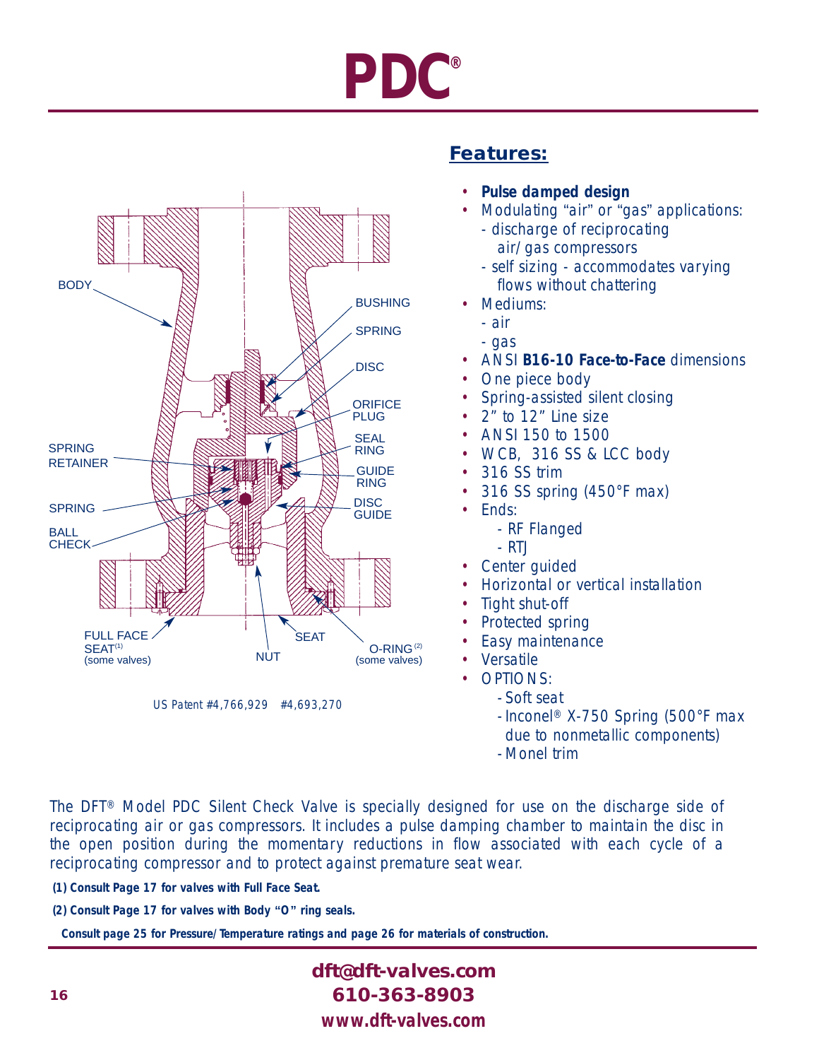# PDC®

US Patent #4,766,929 #4,693,270

## Features:

- **Pulse damped design**
- Modulating "air" or "gas" applications:
  - discharge of reciprocating air/gas compressors
  - self sizing - accommodates varying flows without chattering
- Mediums:
  - air
  - gas
- ANSI **B16-10 Face-to-Face** dimensions
- One piece body
- Spring-assisted silent closing
- 2" to 12" Line size
- ANSI 150 to 1500
- WCB, 316 SS & LCC body
- 316 SS trim
- 316 SS spring (450°F max)
- Ends:
  - RF Flanged
  - RTJ
- Center guided
- Horizontal or vertical installation
- Tight shut-off
- Protected spring
- Easy maintenance
- Versatile
- OPTIONS:
  - Soft seat
  - Inconel® X-750 Spring (500°F max due to nonmetallic components)
  - Monel trim

The DFT® Model PDC Silent Check Valve is specially designed for use on the discharge side of reciprocating air or gas compressors. It includes a pulse damping chamber to maintain the disc in the open position during the momentary reductions in flow associated with each cycle of a reciprocating compressor and to protect against premature seat wear.

**(1) Consult Page 17 for valves with Full Face Seat.**

**(2) Consult Page 17 for valves with Body "O" ring seals.**

**Consult page 25 for Pressure/Temperature ratings and page 26 for materials of construction.**

**dft@dft-valves.com**
**610-363-8903**
**www.dft-valves.com**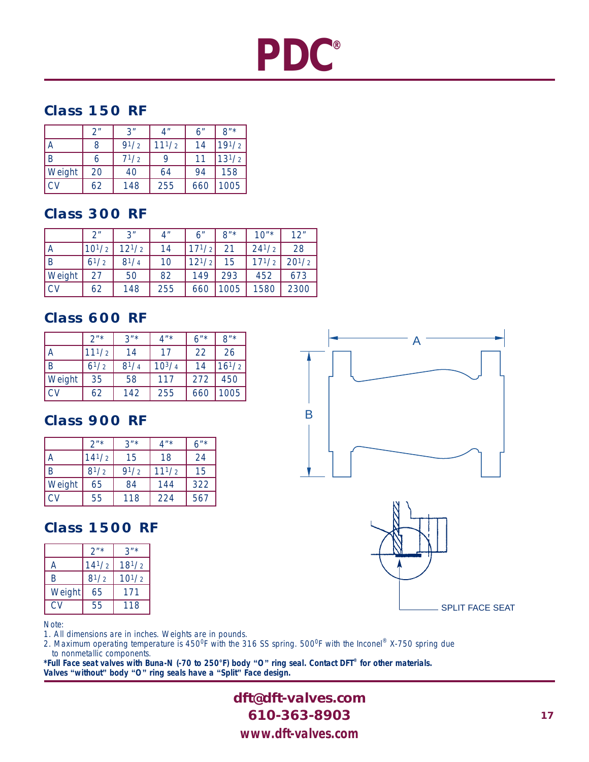# PDC®

## Class 150 RF

| | 2" | 3" | 4" | 6" | 8"* |
|---|---|---|---|---|---|
| A | 8 | 9 1/2 | 11 1/2 | 14 | 19 1/2 |
| B | 6 | 7 1/2 | 9 | 11 | 13 1/2 |
| Weight | 20 | 40 | 64 | 94 | 158 |
| CV | 62 | 148 | 255 | 660 | 1005 |

## Class 300 RF

| | 2" | 3" | 4" | 6" | 8"* | 10"* | 12" |
|---|---|---|---|---|---|---|---|
| A | 10 1/2 | 12 1/2 | 14 | 17 1/2 | 21 | 24 1/2 | 28 |
| B | 6 1/2 | 8 1/4 | 10 | 12 1/2 | 15 | 17 1/2 | 20 1/2 |
| Weight | 27 | 50 | 82 | 149 | 293 | 452 | 673 |
| CV | 62 | 148 | 255 | 660 | 1005 | 1580 | 2300 |

## Class 600 RF

| | 2"* | 3"* | 4"* | 6"* | 8"* |
|---|---|---|---|---|---|
| A | 11 1/2 | 14 | 17 | 22 | 26 |
| B | 6 1/2 | 8 1/4 | 10 3/4 | 14 | 16 1/2 |
| Weight | 35 | 58 | 117 | 272 | 450 |
| CV | 62 | 142 | 255 | 660 | 1005 |

## Class 900 RF

| | 2"* | 3"* | 4"* | 6"* |
|---|---|---|---|---|
| A | 14 1/2 | 15 | 18 | 24 |
| B | 8 1/2 | 9 1/2 | 11 1/2 | 15 |
| Weight | 65 | 84 | 144 | 322 |
| CV | 55 | 118 | 224 | 567 |

## Class 1500 RF

| | 2"* | 3"* |
|---|---|---|
| A | 14 1/2 | 18 1/2 |
| B | 8 1/2 | 10 1/2 |
| Weight | 65 | 171 |
| CV | 55 | 118 |

A

B

SPLIT FACE SEAT

Note:
1. All dimensions are in inches. Weights are in pounds.
2. Maximum operating temperature is 450°F with the 316 SS spring. 500°F with the Inconel® X-750 spring due to nonmetallic components.

**\*Full Face seat valves with Buna-N (-70 to 250°F) body "O" ring seal. Contact DFT® for other materials. Valves "without" body "O" ring seals have a "Split" Face design.**

**dft@dft-valves.com**
**610-363-8903**
**www.dft-valves.com**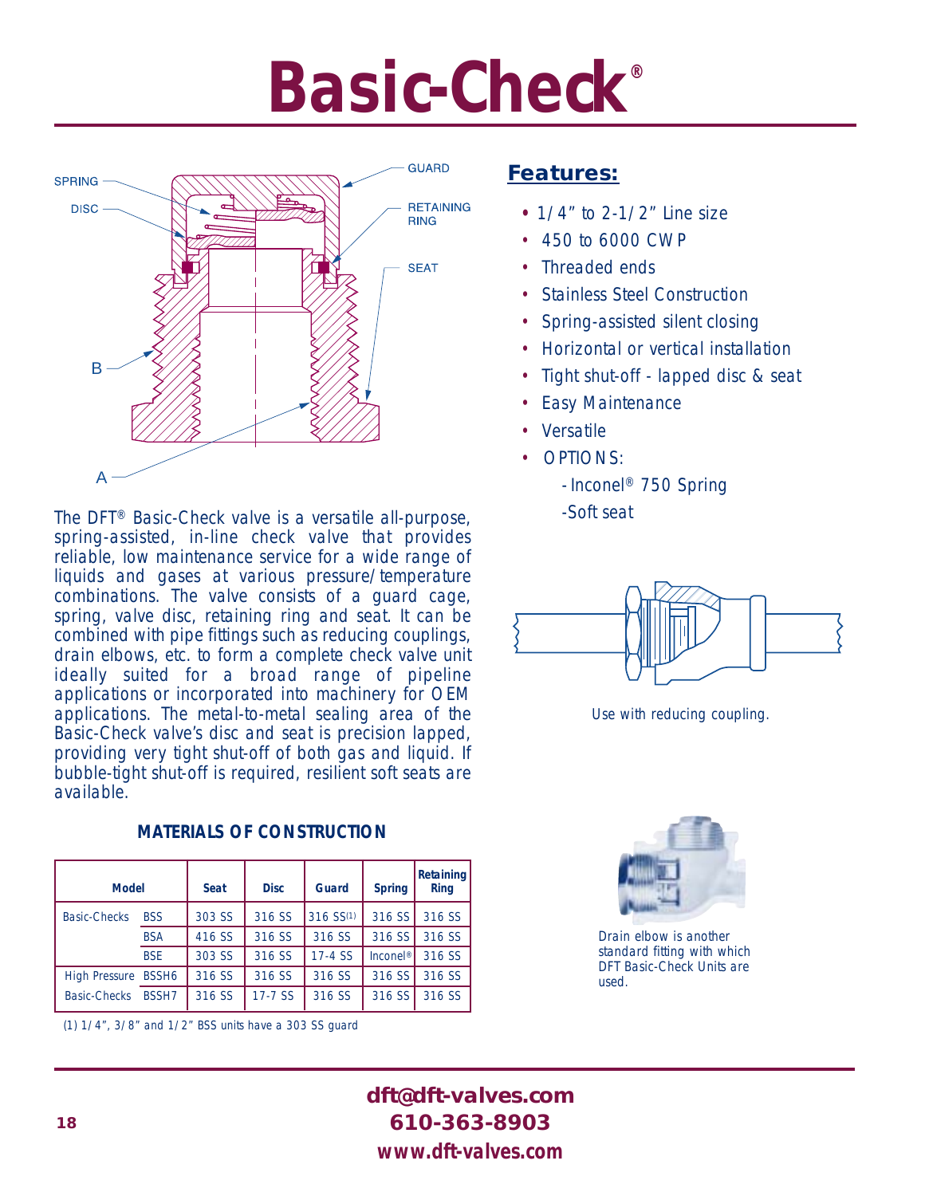# Basic-Check®

SPRING

DISC

GUARD

RETAINING RING

SEAT

B

A

The DFT® Basic-Check valve is a versatile all-purpose, spring-assisted, in-line check valve that provides reliable, low maintenance service for a wide range of liquids and gases at various pressure/temperature combinations. The valve consists of a guard cage, spring, valve disc, retaining ring and seat. It can be combined with pipe fittings such as reducing couplings, drain elbows, etc. to form a complete check valve unit ideally suited for a broad range of pipeline applications or incorporated into machinery for OEM applications. The metal-to-metal sealing area of the Basic-Check valve's disc and seat is precision lapped, providing very tight shut-off of both gas and liquid. If bubble-tight shut-off is required, resilient soft seats are available.

## Features:

- 1/4" to 2-1/2" Line size
- 450 to 6000 CWP
- Threaded ends
- Stainless Steel Construction
- Spring-assisted silent closing
- Horizontal or vertical installation
- Tight shut-off - lapped disc & seat
- Easy Maintenance
- Versatile
- OPTIONS:
  - Inconel® 750 Spring
  - Soft seat

Use with reducing coupling.

Drain elbow is another standard fitting with which DFT Basic-Check Units are used.

### MATERIALS OF CONSTRUCTION

| Model | | Seat | Disc | Guard | Spring | Retaining Ring |
|---|---|---|---|---|---|---|
| Basic-Checks | BSS | 303 SS | 316 SS | 316 SS(1) | 316 SS | 316 SS |
| | BSA | 416 SS | 316 SS | 316 SS | 316 SS | 316 SS |
| | BSE | 303 SS | 316 SS | 17-4 SS | Inconel® | 316 SS |
| High Pressure | BSSH6 | 316 SS | 316 SS | 316 SS | 316 SS | 316 SS |
| Basic-Checks | BSSH7 | 316 SS | 17-7 SS | 316 SS | 316 SS | 316 SS |

(1) 1/4", 3/8" and 1/2" BSS units have a 303 SS guard

**dft@dft-valves.com**
**610-363-8903**
**www.dft-valves.com**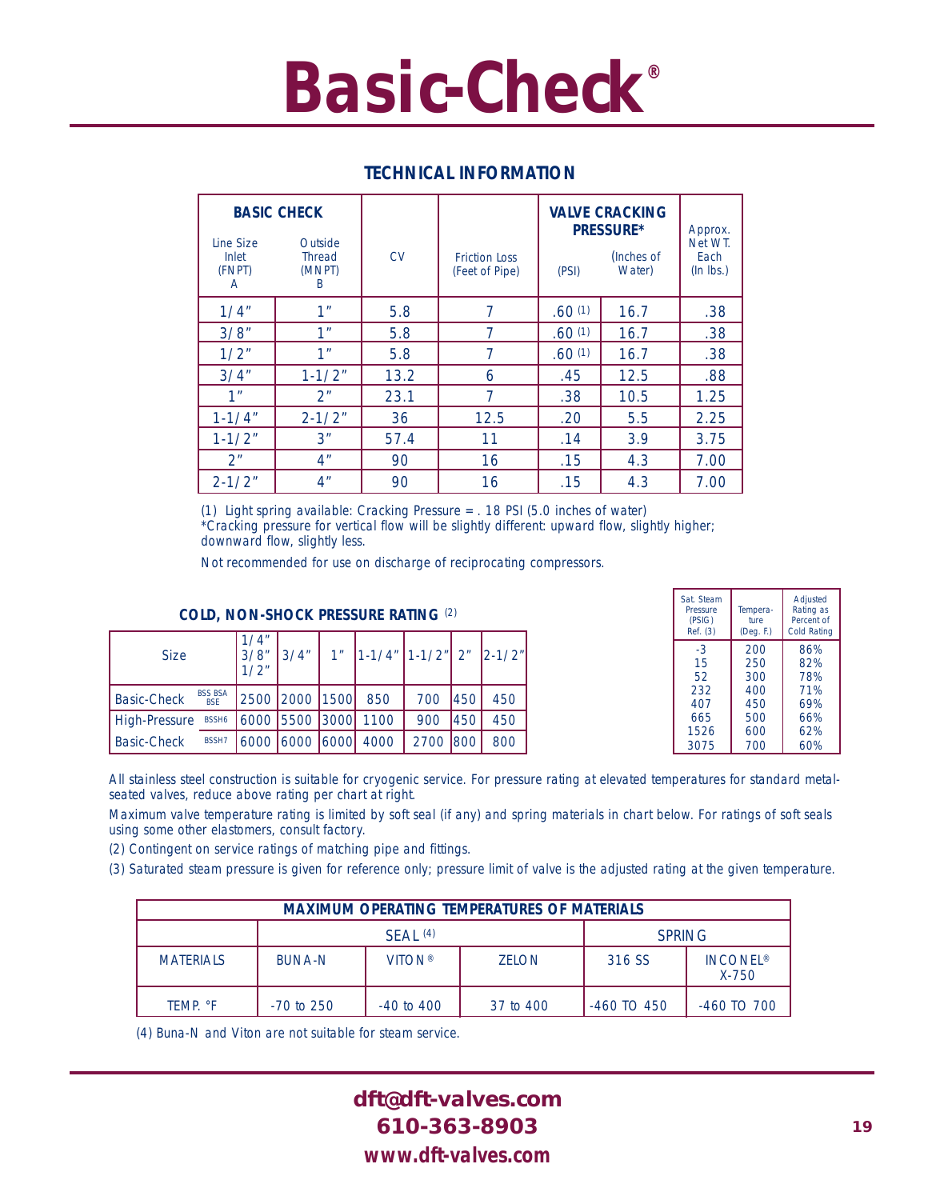# Basic-Check®

## TECHNICAL INFORMATION

| BASIC CHECK | | CV | Friction Loss (Feet of Pipe) | VALVE CRACKING PRESSURE* | | Approx. Net WT. Each (In lbs.) |
|---|---|---|---|---|---|---|
| Line Size Inlet (FNPT) A | Outside Thread (MNPT) B | | | (PSI) | (Inches of Water) | |
| 1/4" | 1" | 5.8 | 7 | .60 (1) | 16.7 | .38 |
| 3/8" | 1" | 5.8 | 7 | .60 (1) | 16.7 | .38 |
| 1/2" | 1" | 5.8 | 7 | .60 (1) | 16.7 | .38 |
| 3/4" | 1-1/2" | 13.2 | 6 | .45 | 12.5 | .88 |
| 1" | 2" | 23.1 | 7 | .38 | 10.5 | 1.25 |
| 1-1/4" | 2-1/2" | 36 | 12.5 | .20 | 5.5 | 2.25 |
| 1-1/2" | 3" | 57.4 | 11 | .14 | 3.9 | 3.75 |
| 2" | 4" | 90 | 16 | .15 | 4.3 | 7.00 |
| 2-1/2" | 4" | 90 | 16 | .15 | 4.3 | 7.00 |

(1) Light spring available: Cracking Pressure = . 18 PSI (5.0 inches of water)
*Cracking pressure for vertical flow will be slightly different: upward flow, slightly higher; downward flow, slightly less.

Not recommended for use on discharge of reciprocating compressors.

### COLD, NON-SHOCK PRESSURE RATING (2)

| Size | | 1/4" 3/8" 1/2" | 3/4" | 1" | 1-1/4" | 1-1/2" | 2" | 2-1/2" |
|---|---|---|---|---|---|---|---|---|
| Basic-Check | BSS BSA BSE | 2500 | 2000 | 1500 | 850 | 700 | 450 | 450 |
| High-Pressure | BSSH6 | 6000 | 5500 | 3000 | 1100 | 900 | 450 | 450 |
| Basic-Check | BSSH7 | 6000 | 6000 | 6000 | 4000 | 2700 | 800 | 800 |

| Sat. Steam Pressure (PSIG) Ref. (3) | Tempera-ture (Deg. F.) | Adjusted Rating as Percent of Cold Rating |
|---|---|---|
| -3 | 200 | 86% |
| 15 | 250 | 82% |
| 52 | 300 | 78% |
| 232 | 400 | 71% |
| 407 | 450 | 69% |
| 665 | 500 | 66% |
| 1526 | 600 | 62% |
| 3075 | 700 | 60% |

All stainless steel construction is suitable for cryogenic service. For pressure rating at elevated temperatures for standard metal-seated valves, reduce above rating per chart at right.

Maximum valve temperature rating is limited by soft seal (if any) and spring materials in chart below. For ratings of soft seals using some other elastomers, consult factory.

(2) Contingent on service ratings of matching pipe and fittings.

(3) Saturated steam pressure is given for reference only; pressure limit of valve is the adjusted rating at the given temperature.

| MAXIMUM OPERATING TEMPERATURES OF MATERIALS | | | | | |
|---|---|---|---|---|---|
| | SEAL (4) | | | SPRING | |
| MATERIALS | BUNA-N | VITON® | ZELON | 316 SS | INCONEL® X-750 |
| TEMP. °F | -70 to 250 | -40 to 400 | 37 to 400 | -460 TO 450 | -460 TO 700 |

(4) Buna-N and Viton are not suitable for steam service.

**dft@dft-valves.com**
**610-363-8903**
**www.dft-valves.com**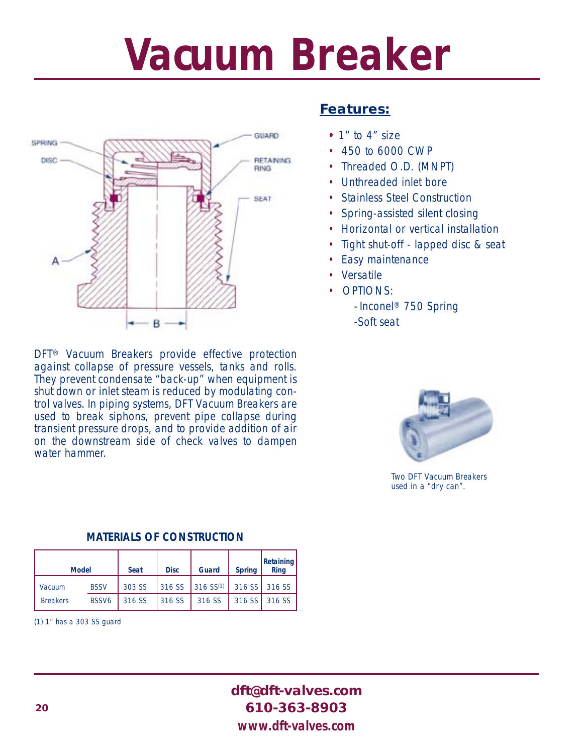# Vacuum Breaker

SPRING

DISC

GUARD

RETAINING RING

SEAT

A

B

## Features:

- 1" to 4" size
- 450 to 6000 CWP
- Threaded O.D. (MNPT)
- Unthreaded inlet bore
- Stainless Steel Construction
- Spring-assisted silent closing
- Horizontal or vertical installation
- Tight shut-off - lapped disc & seat
- Easy maintenance
- Versatile
- OPTIONS:
  - Inconel® 750 Spring
  - Soft seat

DFT® Vacuum Breakers provide effective protection against collapse of pressure vessels, tanks and rolls. They prevent condensate "back-up" when equipment is shut down or inlet steam is reduced by modulating control valves. In piping systems, DFT Vacuum Breakers are used to break siphons, prevent pipe collapse during transient pressure drops, and to provide addition of air on the downstream side of check valves to dampen water hammer.

Two DFT Vacuum Breakers used in a "dry can".

**MATERIALS OF CONSTRUCTION**

| Model | | Seat | Disc | Guard | Spring | Retaining Ring |
|---|---|---|---|---|---|---|
| Vacuum | BSSV | 303 SS | 316 SS | 316 SS(1) | 316 SS | 316 SS |
| Breakers | BSSV6 | 316 SS | 316 SS | 316 SS | 316 SS | 316 SS |

(1) 1" has a 303 SS guard

**dft@dft-valves.com**
**610-363-8903**
**www.dft-valves.com**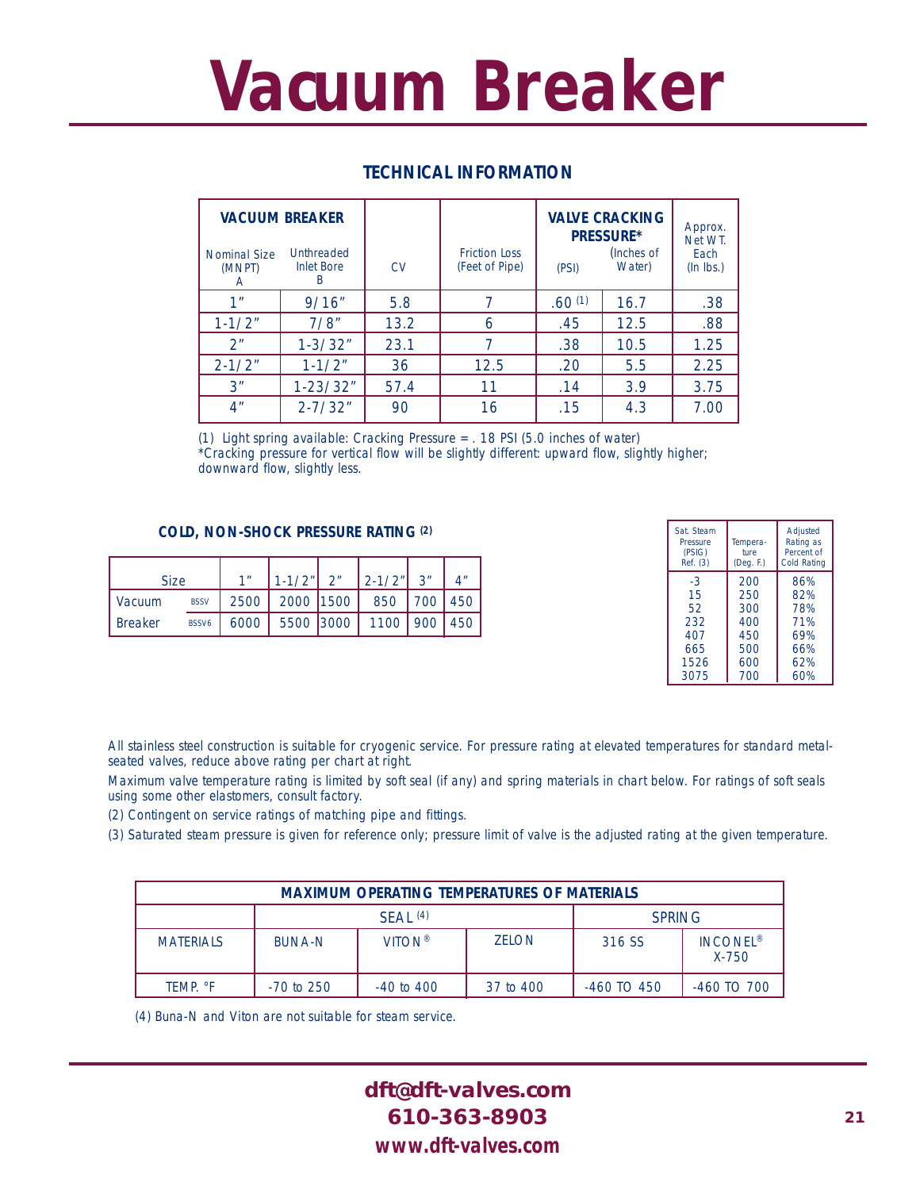# Vacuum Breaker

## TECHNICAL INFORMATION

| VACUUM BREAKER | | | | VALVE CRACKING PRESSURE* | | Approx. Net WT. Each (In lbs.) |
|---|---|---|---|---|---|---|
| Nominal Size (MNPT) A | Unthreaded Inlet Bore B | CV | Friction Loss (Feet of Pipe) | (PSI) | (Inches of Water) | |
| 1" | 9/16" | 5.8 | 7 | .60 (1) | 16.7 | .38 |
| 1-1/2" | 7/8" | 13.2 | 6 | .45 | 12.5 | .88 |
| 2" | 1-3/32" | 23.1 | 7 | .38 | 10.5 | 1.25 |
| 2-1/2" | 1-1/2" | 36 | 12.5 | .20 | 5.5 | 2.25 |
| 3" | 1-23/32" | 57.4 | 11 | .14 | 3.9 | 3.75 |
| 4" | 2-7/32" | 90 | 16 | .15 | 4.3 | 7.00 |

(1) Light spring available: Cracking Pressure = . 18 PSI (5.0 inches of water)
*Cracking pressure for vertical flow will be slightly different: upward flow, slightly higher; downward flow, slightly less.

### COLD, NON-SHOCK PRESSURE RATING (2)

| Size | | 1" | 1-1/2" | 2" | 2-1/2" | 3" | 4" |
|---|---|---|---|---|---|---|---|
| Vacuum | BSSV | 2500 | 2000 | 1500 | 850 | 700 | 450 |
| Breaker | BSSV6 | 6000 | 5500 | 3000 | 1100 | 900 | 450 |

| Sat. Steam Pressure (PSIG) Ref. (3) | Temperature (Deg. F.) | Adjusted Rating as Percent of Cold Rating |
|---|---|---|
| -3 | 200 | 86% |
| 15 | 250 | 82% |
| 52 | 300 | 78% |
| 232 | 400 | 71% |
| 407 | 450 | 69% |
| 665 | 500 | 66% |
| 1526 | 600 | 62% |
| 3075 | 700 | 60% |

All stainless steel construction is suitable for cryogenic service. For pressure rating at elevated temperatures for standard metal-seated valves, reduce above rating per chart at right.

Maximum valve temperature rating is limited by soft seal (if any) and spring materials in chart below. For ratings of soft seals using some other elastomers, consult factory.

(2) Contingent on service ratings of matching pipe and fittings.

(3) Saturated steam pressure is given for reference only; pressure limit of valve is the adjusted rating at the given temperature.

| MAXIMUM OPERATING TEMPERATURES OF MATERIALS | | | | | |
|---|---|---|---|---|---|
| | SEAL (4) | | | SPRING | |
| MATERIALS | BUNA-N | VITON® | ZELON | 316 SS | INCONEL® X-750 |
| TEMP. °F | -70 to 250 | -40 to 400 | 37 to 400 | -460 TO 450 | -460 TO 700 |

(4) Buna-N and Viton are not suitable for steam service.

**dft@dft-valves.com**
**610-363-8903**
**www.dft-valves.com**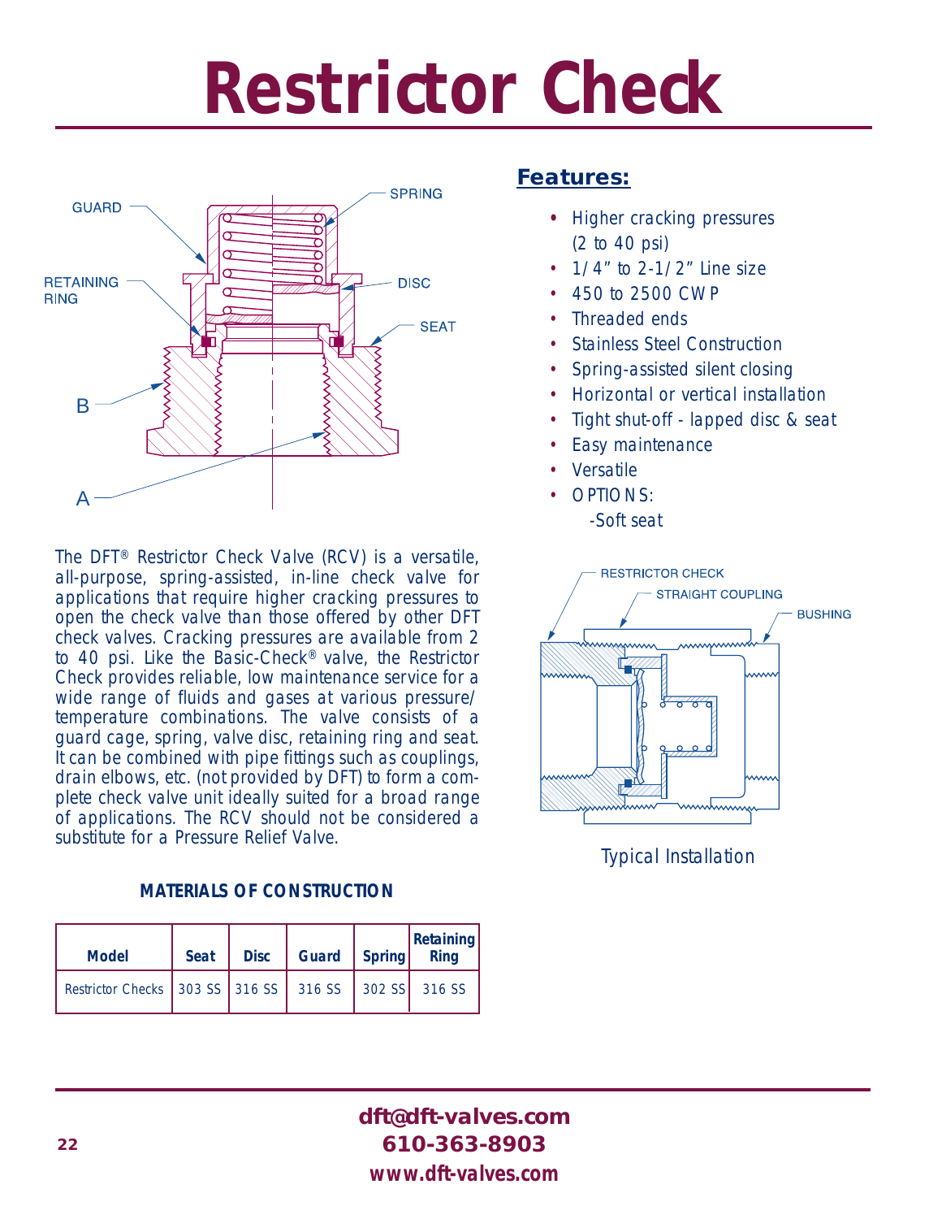# Restrictor Check

## Features:

- Higher cracking pressures (2 to 40 psi)
- 1/4" to 2-1/2" Line size
- 450 to 2500 CWP
- Threaded ends
- Stainless Steel Construction
- Spring-assisted silent closing
- Horizontal or vertical installation
- Tight shut-off - lapped disc & seat
- Easy maintenance
- Versatile
- OPTIONS:
  - -Soft seat

The DFT® Restrictor Check Valve (RCV) is a versatile, all-purpose, spring-assisted, in-line check valve for applications that require higher cracking pressures to open the check valve than those offered by other DFT check valves. Cracking pressures are available from 2 to 40 psi. Like the Basic-Check® valve, the Restrictor Check provides reliable, low maintenance service for a wide range of fluids and gases at various pressure/temperature combinations. The valve consists of a guard cage, spring, valve disc, retaining ring and seat. It can be combined with pipe fittings such as couplings, drain elbows, etc. (not provided by DFT) to form a complete check valve unit ideally suited for a broad range of applications. The RCV should not be considered a substitute for a Pressure Relief Valve.

Typical Installation

**MATERIALS OF CONSTRUCTION**

| Model | Seat | Disc | Guard | Spring | Retaining Ring |
|---|---|---|---|---|---|
| Restrictor Checks | 303 SS | 316 SS | 316 SS | 302 SS | 316 SS |

**dft@dft-valves.com**
**610-363-8903**
**www.dft-valves.com**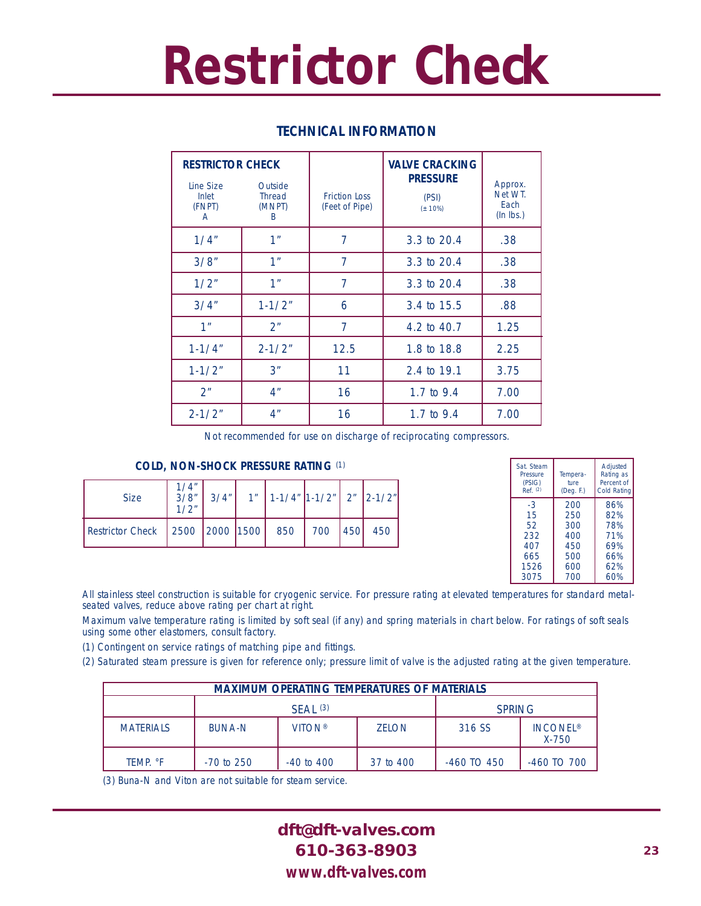# Restrictor Check

## TECHNICAL INFORMATION

| RESTRICTOR CHECK Line Size Inlet (FNPT) A | Outside Thread (MNPT) B | Friction Loss (Feet of Pipe) | VALVE CRACKING PRESSURE (PSI) (± 10%) | Approx. Net WT. Each (In lbs.) |
|---|---|---|---|---|
| 1/4" | 1" | 7 | 3.3 to 20.4 | .38 |
| 3/8" | 1" | 7 | 3.3 to 20.4 | .38 |
| 1/2" | 1" | 7 | 3.3 to 20.4 | .38 |
| 3/4" | 1-1/2" | 6 | 3.4 to 15.5 | .88 |
| 1" | 2" | 7 | 4.2 to 40.7 | 1.25 |
| 1-1/4" | 2-1/2" | 12.5 | 1.8 to 18.8 | 2.25 |
| 1-1/2" | 3" | 11 | 2.4 to 19.1 | 3.75 |
| 2" | 4" | 16 | 1.7 to 9.4 | 7.00 |
| 2-1/2" | 4" | 16 | 1.7 to 9.4 | 7.00 |

Not recommended for use on discharge of reciprocating compressors.

**COLD, NON-SHOCK PRESSURE RATING** (1)

| Size | 1/4" 3/8" 1/2" | 3/4" | 1" | 1-1/4" | 1-1/2" | 2" | 2-1/2" |
|---|---|---|---|---|---|---|---|
| Restrictor Check | 2500 | 2000 | 1500 | 850 | 700 | 450 | 450 |

| Sat. Steam Pressure (PSIG) Ref. (2) | Temperature (Deg. F.) | Adjusted Rating as Percent of Cold Rating |
|---|---|---|
| -3 | 200 | 86% |
| 15 | 250 | 82% |
| 52 | 300 | 78% |
| 232 | 400 | 71% |
| 407 | 450 | 69% |
| 665 | 500 | 66% |
| 1526 | 600 | 62% |
| 3075 | 700 | 60% |

All stainless steel construction is suitable for cryogenic service. For pressure rating at elevated temperatures for standard metal-seated valves, reduce above rating per chart at right.

Maximum valve temperature rating is limited by soft seal (if any) and spring materials in chart below. For ratings of soft seals using some other elastomers, consult factory.

(1) Contingent on service ratings of matching pipe and fittings.

(2) Saturated steam pressure is given for reference only; pressure limit of valve is the adjusted rating at the given temperature.

**MAXIMUM OPERATING TEMPERATURES OF MATERIALS**

| | SEAL (3) | | | SPRING | |
|---|---|---|---|---|---|
| MATERIALS | BUNA-N | VITON® | ZELON | 316 SS | INCONEL® X-750 |
| TEMP. °F | -70 to 250 | -40 to 400 | 37 to 400 | -460 TO 450 | -460 TO 700 |

(3) Buna-N and Viton are not suitable for steam service.

**dft@dft-valves.com**
**610-363-8903**
**www.dft-valves.com**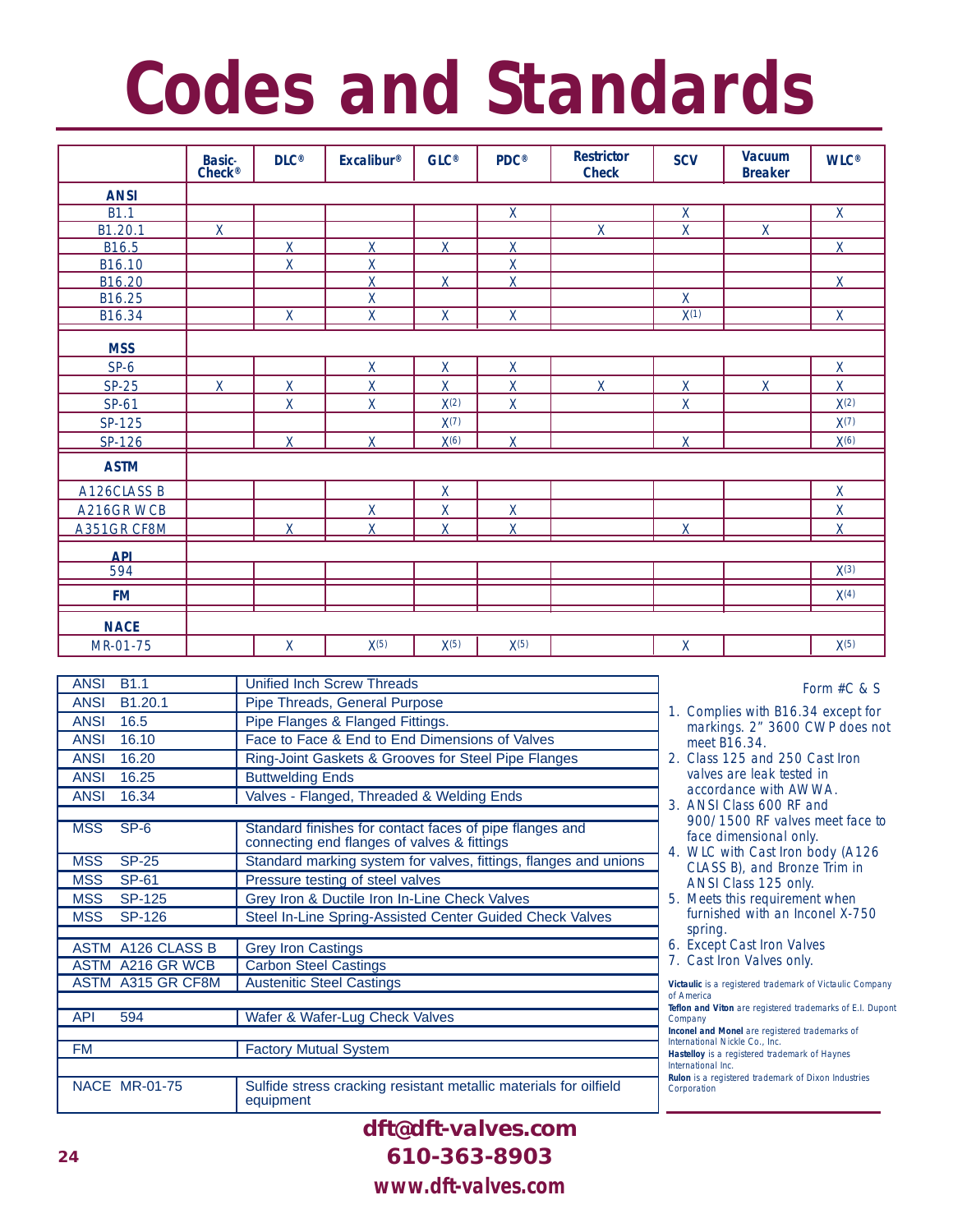# Codes and Standards

| | Basic-Check® | DLC® | Excalibur® | GLC® | PDC® | Restrictor Check | SCV | Vacuum Breaker | WLC® |
|---|---|---|---|---|---|---|---|---|---|
| **ANSI** | | | | | | | | | |
| B1.1 | | | | | X | | X | | X |
| B1.20.1 | X | | | | | X | X | X | |
| B16.5 | | X | X | X | X | | | | X |
| B16.10 | | X | X | | X | | | | |
| B16.20 | | | X | X | X | | | | X |
| B16.25 | | | X | | | | X | | |
| B16.34 | | X | X | X | X | | X(1) | | X |
| **MSS** | | | | | | | | | |
| SP-6 | | | X | X | X | | | | X |
| SP-25 | X | X | X | X | X | X | X | X | X |
| SP-61 | | X | X | X(2) | X | | X | | X(2) |
| SP-125 | | | | X(7) | | | | | X(7) |
| SP-126 | | X | X | X(6) | X | | X | | X(6) |
| **ASTM** | | | | | | | | | |
| A126CLASS B | | | | X | | | | | X |
| A216GR WCB | | | X | X | X | | | | X |
| A351GR CF8M | | X | X | X | X | | X | | X |
| **API** | | | | | | | | | |
| 594 | | | | | | | | | X(3) |
| **FM** | | | | | | | | | X(4) |
| **NACE** | | | | | | | | | |
| MR-01-75 | | X | X(5) | X(5) | X(5) | | X | | X(5) |

| Standard | Description |
|---|---|
| ANSI B1.1 | Unified Inch Screw Threads |
| ANSI B1.20.1 | Pipe Threads, General Purpose |
| ANSI 16.5 | Pipe Flanges & Flanged Fittings. |
| ANSI 16.10 | Face to Face & End to End Dimensions of Valves |
| ANSI 16.20 | Ring-Joint Gaskets & Grooves for Steel Pipe Flanges |
| ANSI 16.25 | Buttwelding Ends |
| ANSI 16.34 | Valves - Flanged, Threaded & Welding Ends |
| MSS SP-6 | Standard finishes for contact faces of pipe flanges and connecting end flanges of valves & fittings |
| MSS SP-25 | Standard marking system for valves, fittings, flanges and unions |
| MSS SP-61 | Pressure testing of steel valves |
| MSS SP-125 | Grey Iron & Ductile Iron In-Line Check Valves |
| MSS SP-126 | Steel In-Line Spring-Assisted Center Guided Check Valves |
| ASTM A126 CLASS B | Grey Iron Castings |
| ASTM A216 GR WCB | Carbon Steel Castings |
| ASTM A315 GR CF8M | Austenitic Steel Castings |
| API 594 | Wafer & Wafer-Lug Check Valves |
| FM | Factory Mutual System |
| NACE MR-01-75 | Sulfide stress cracking resistant metallic materials for oilfield equipment |

Form #C & S

1. Complies with B16.34 except for markings. 2" 3600 CWP does not meet B16.34.
2. Class 125 and 250 Cast Iron valves are leak tested in accordance with AWWA.
3. ANSI Class 600 RF and 900/1500 RF valves meet face to face dimensional only.
4. WLC with Cast Iron body (A126 CLASS B), and Bronze Trim in ANSI Class 125 only.
5. Meets this requirement when furnished with an Inconel X-750 spring.
6. Except Cast Iron Valves
7. Cast Iron Valves only.

**Victaulic** is a registered trademark of Victaulic Company of America
**Teflon and Viton** are registered trademarks of E.I. Dupont Company
**Inconel and Monel** are registered trademarks of International Nickle Co., Inc.
**Hastelloy** is a registered trademark of Haynes International Inc.
**Rulon** is a registered trademark of Dixon Industries Corporation

**dft@dft-valves.com**
**610-363-8903**
**www.dft-valves.com**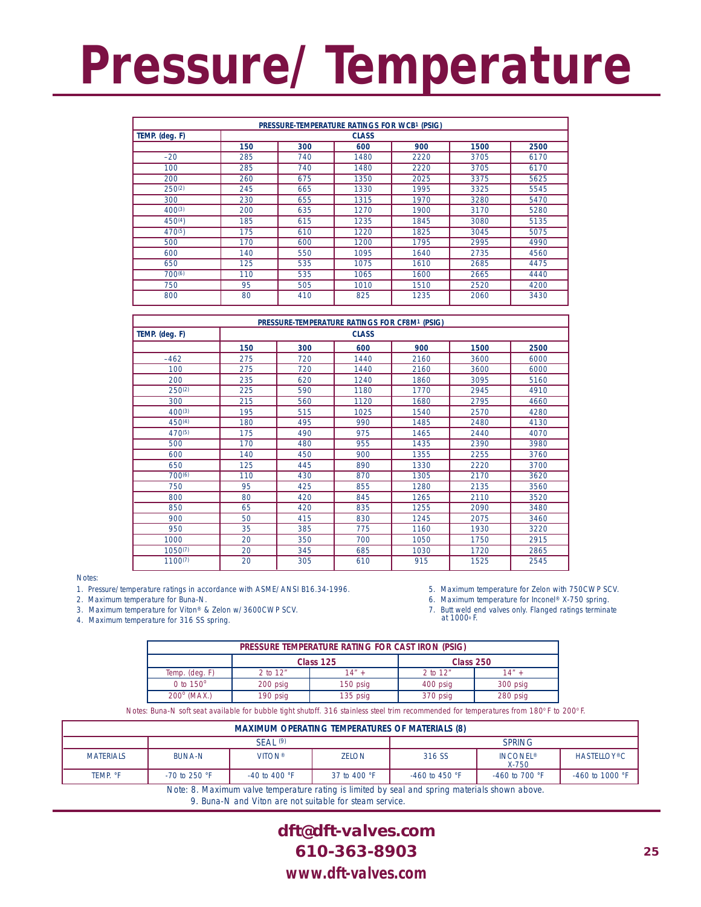# Pressure/ Temperature

| PRESSURE-TEMPERATURE RATINGS FOR WCB[1] (PSIG) | | | | | | |
|---|---|---|---|---|---|---|
| TEMP. (deg. F) | CLASS | | | | | |
| | 150 | 300 | 600 | 900 | 1500 | 2500 |
| –20 | 285 | 740 | 1480 | 2220 | 3705 | 6170 |
| 100 | 285 | 740 | 1480 | 2220 | 3705 | 6170 |
| 200 | 260 | 675 | 1350 | 2025 | 3375 | 5625 |
| 250[2] | 245 | 665 | 1330 | 1995 | 3325 | 5545 |
| 300 | 230 | 655 | 1315 | 1970 | 3280 | 5470 |
| 400[3] | 200 | 635 | 1270 | 1900 | 3170 | 5280 |
| 450[4] | 185 | 615 | 1235 | 1845 | 3080 | 5135 |
| 470[5] | 175 | 610 | 1220 | 1825 | 3045 | 5075 |
| 500 | 170 | 600 | 1200 | 1795 | 2995 | 4990 |
| 600 | 140 | 550 | 1095 | 1640 | 2735 | 4560 |
| 650 | 125 | 535 | 1075 | 1610 | 2685 | 4475 |
| 700[6] | 110 | 535 | 1065 | 1600 | 2665 | 4440 |
| 750 | 95 | 505 | 1010 | 1510 | 2520 | 4200 |
| 800 | 80 | 410 | 825 | 1235 | 2060 | 3430 |

| PRESSURE-TEMPERATURE RATINGS FOR CF8M[1] (PSIG) | | | | | | |
|---|---|---|---|---|---|---|
| TEMP. (deg. F) | CLASS | | | | | |
| | 150 | 300 | 600 | 900 | 1500 | 2500 |
| –462 | 275 | 720 | 1440 | 2160 | 3600 | 6000 |
| 100 | 275 | 720 | 1440 | 2160 | 3600 | 6000 |
| 200 | 235 | 620 | 1240 | 1860 | 3095 | 5160 |
| 250[2] | 225 | 590 | 1180 | 1770 | 2945 | 4910 |
| 300 | 215 | 560 | 1120 | 1680 | 2795 | 4660 |
| 400[3] | 195 | 515 | 1025 | 1540 | 2570 | 4280 |
| 450[4] | 180 | 495 | 990 | 1485 | 2480 | 4130 |
| 470[5] | 175 | 490 | 975 | 1465 | 2440 | 4070 |
| 500 | 170 | 480 | 955 | 1435 | 2390 | 3980 |
| 600 | 140 | 450 | 900 | 1355 | 2255 | 3760 |
| 650 | 125 | 445 | 890 | 1330 | 2220 | 3700 |
| 700[6] | 110 | 430 | 870 | 1305 | 2170 | 3620 |
| 750 | 95 | 425 | 855 | 1280 | 2135 | 3560 |
| 800 | 80 | 420 | 845 | 1265 | 2110 | 3520 |
| 850 | 65 | 420 | 835 | 1255 | 2090 | 3480 |
| 900 | 50 | 415 | 830 | 1245 | 2075 | 3460 |
| 950 | 35 | 385 | 775 | 1160 | 1930 | 3220 |
| 1000 | 20 | 350 | 700 | 1050 | 1750 | 2915 |
| 1050[7] | 20 | 345 | 685 | 1030 | 1720 | 2865 |
| 1100[7] | 20 | 305 | 610 | 915 | 1525 | 2545 |

Notes:

1. Pressure/temperature ratings in accordance with ASME/ANSI B16.34-1996.
2. Maximum temperature for Buna-N.
3. Maximum temperature for Viton® & Zelon w/3600CWP SCV.
4. Maximum temperature for 316 SS spring.
5. Maximum temperature for Zelon with 750CWP SCV.
6. Maximum temperature for Inconel® X-750 spring.
7. Butt weld end valves only. Flanged ratings terminate at 1000° F.

| PRESSURE TEMPERATURE RATING FOR CAST IRON (PSIG) | | | | |
|---|---|---|---|---|
| | Class 125 | | Class 250 | |
| Temp. (deg. F) | 2 to 12" | 14" + | 2 to 12" | 14" + |
| 0 to 150° | 200 psig | 150 psig | 400 psig | 300 psig |
| 200° (MAX.) | 190 psig | 135 psig | 370 psig | 280 psig |

Notes: Buna-N soft seat available for bubble tight shutoff. 316 stainless steel trim recommended for temperatures from 180° F to 200° F.

| MAXIMUM OPERATING TEMPERATURES OF MATERIALS (8) | | | | | | |
|---|---|---|---|---|---|---|
| | SEAL (9) | | | SPRING | | |
| MATERIALS | BUNA-N | VITON® | ZELON | 316 SS | INCONEL® X-750 | HASTELLOY®C |
| TEMP. °F | -70 to 250 °F | -40 to 400 °F | 37 to 400 °F | -460 to 450 °F | -460 to 700 °F | -460 to 1000 °F |

Note: 8. Maximum valve temperature rating is limited by seal and spring materials shown above.
9. Buna-N and Viton are not suitable for steam service.

**dft@dft-valves.com**
**610-363-8903**
**www.dft-valves.com**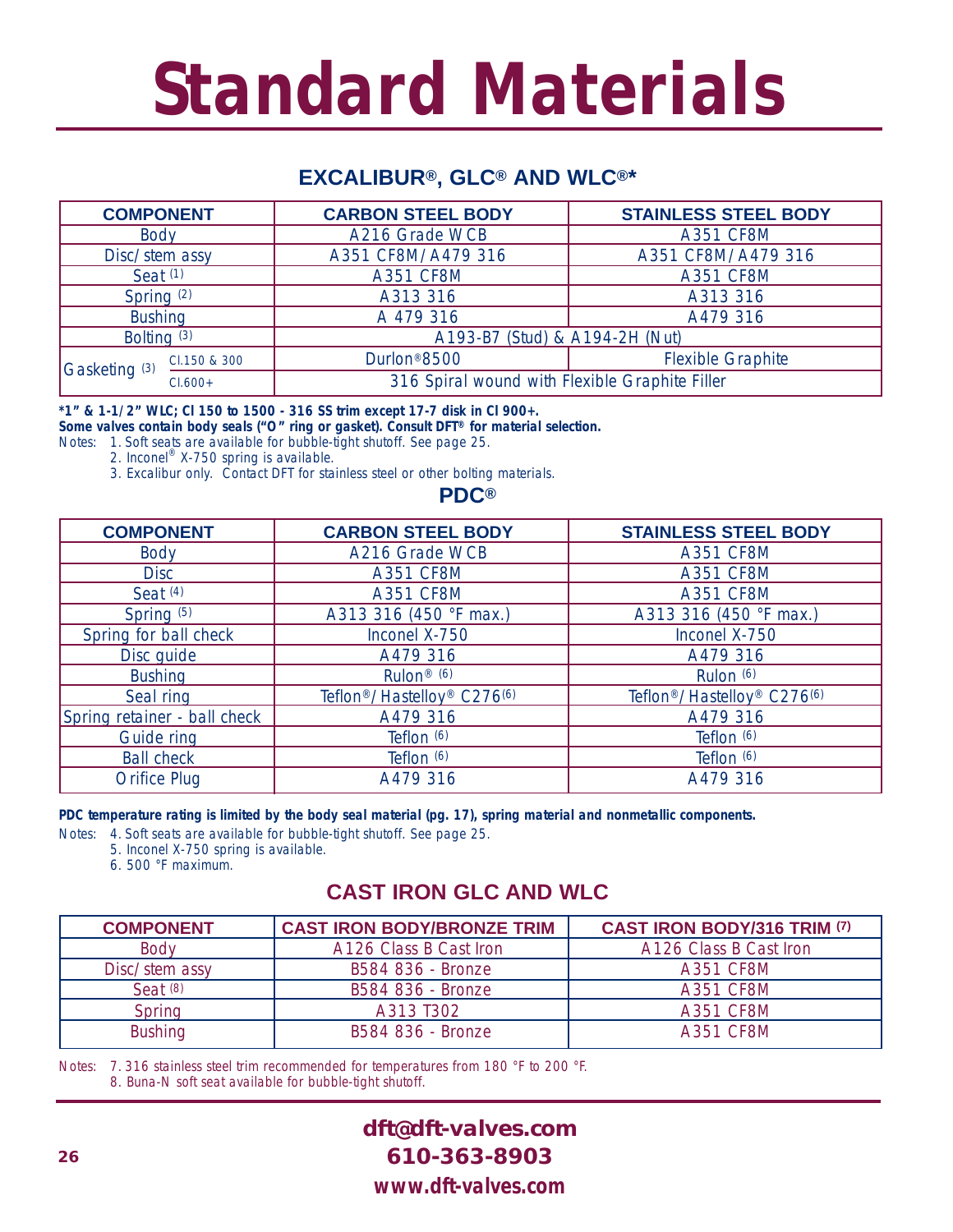# Standard Materials

## EXCALIBUR®, GLC® AND WLC®*

| COMPONENT | | CARBON STEEL BODY | STAINLESS STEEL BODY |
|---|---|---|---|
| Body | | A216 Grade WCB | A351 CF8M |
| Disc/stem assy | | A351 CF8M/A479 316 | A351 CF8M/A479 316 |
| Seat (1) | | A351 CF8M | A351 CF8M |
| Spring (2) | | A313 316 | A313 316 |
| Bushing | | A 479 316 | A479 316 |
| Bolting (3) | | A193-B7 (Stud) & A194-2H (Nut) | |
| Gasketing (3) | Cl.150 & 300 | Durlon®8500 | Flexible Graphite |
| | Cl.600+ | 316 Spiral wound with Flexible Graphite Filler | |

***1" & 1-1/2" WLC; Cl 150 to 1500 - 316 SS trim except 17-7 disk in Cl 900+.**
**Some valves contain body seals ("O" ring or gasket). Consult DFT® for material selection.**

Notes:
1. Soft seats are available for bubble-tight shutoff. See page 25.
2. Inconel® X-750 spring is available.
3. Excalibur only. Contact DFT for stainless steel or other bolting materials.

## PDC®

| COMPONENT | CARBON STEEL BODY | STAINLESS STEEL BODY |
|---|---|---|
| Body | A216 Grade WCB | A351 CF8M |
| Disc | A351 CF8M | A351 CF8M |
| Seat (4) | A351 CF8M | A351 CF8M |
| Spring (5) | A313 316 (450 °F max.) | A313 316 (450 °F max.) |
| Spring for ball check | Inconel X-750 | Inconel X-750 |
| Disc guide | A479 316 | A479 316 |
| Bushing | Rulon® (6) | Rulon (6) |
| Seal ring | Teflon®/Hastelloy® C276(6) | Teflon®/Hastelloy® C276(6) |
| Spring retainer - ball check | A479 316 | A479 316 |
| Guide ring | Teflon (6) | Teflon (6) |
| Ball check | Teflon (6) | Teflon (6) |
| Orifice Plug | A479 316 | A479 316 |

**PDC temperature rating is limited by the body seal material (pg. 17), spring material and nonmetallic components.**

Notes:
4. Soft seats are available for bubble-tight shutoff. See page 25.
5. Inconel X-750 spring is available.
6. 500 °F maximum.

## CAST IRON GLC AND WLC

| COMPONENT | CAST IRON BODY/BRONZE TRIM | CAST IRON BODY/316 TRIM (7) |
|---|---|---|
| Body | A126 Class B Cast Iron | A126 Class B Cast Iron |
| Disc/stem assy | B584 836 - Bronze | A351 CF8M |
| Seat (8) | B584 836 - Bronze | A351 CF8M |
| Spring | A313 T302 | A351 CF8M |
| Bushing | B584 836 - Bronze | A351 CF8M |

Notes:
7. 316 stainless steel trim recommended for temperatures from 180 °F to 200 °F.
8. Buna-N soft seat available for bubble-tight shutoff.

**dft@dft-valves.com**
**610-363-8903**
**www.dft-valves.com**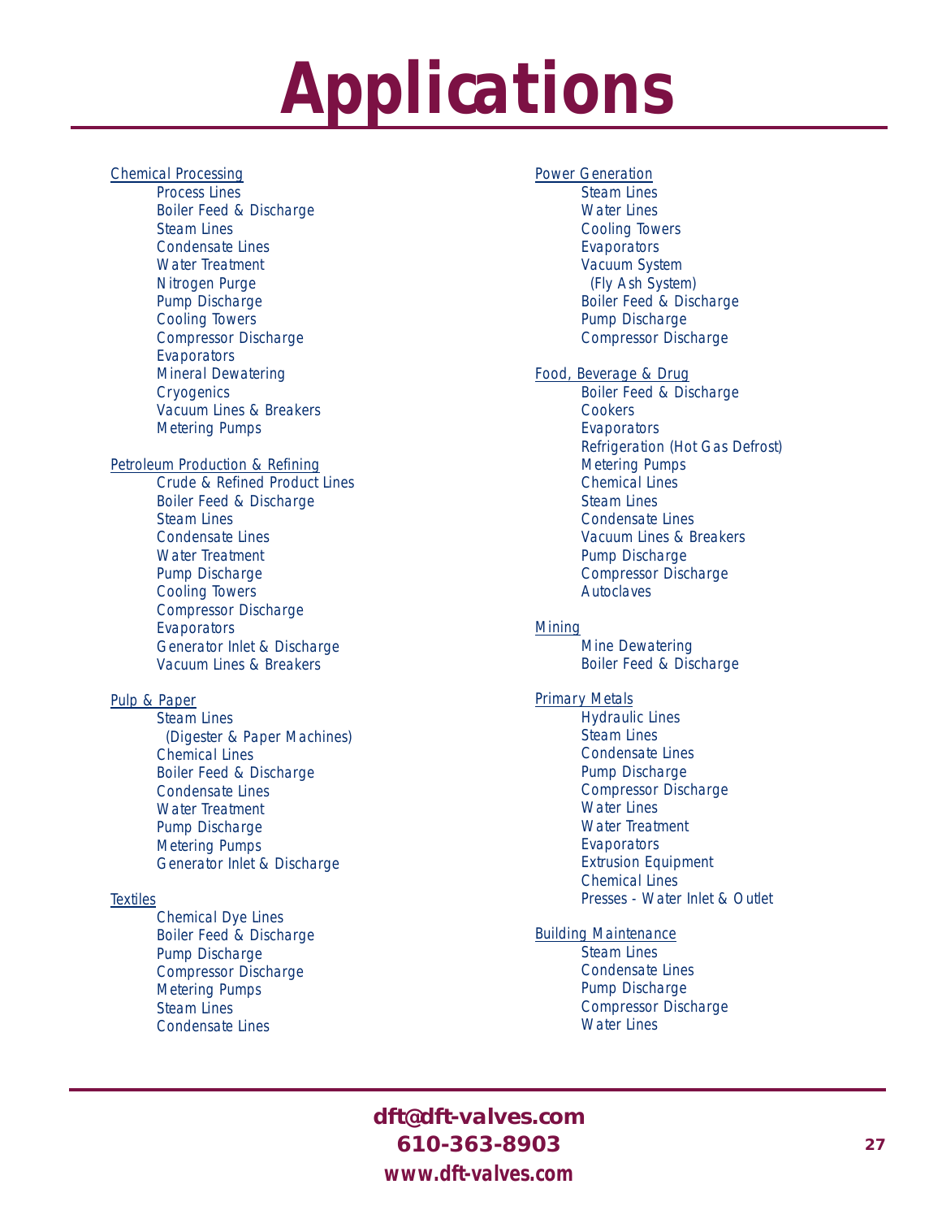# Applications

## Chemical Processing

- Process Lines
- Boiler Feed & Discharge
- Steam Lines
- Condensate Lines
- Water Treatment
- Nitrogen Purge
- Pump Discharge
- Cooling Towers
- Compressor Discharge
- Evaporators
- Mineral Dewatering
- Cryogenics
- Vacuum Lines & Breakers
- Metering Pumps

## Petroleum Production & Refining

- Crude & Refined Product Lines
- Boiler Feed & Discharge
- Steam Lines
- Condensate Lines
- Water Treatment
- Pump Discharge
- Cooling Towers
- Compressor Discharge
- Evaporators
- Generator Inlet & Discharge
- Vacuum Lines & Breakers

## Pulp & Paper

- Steam Lines
  (Digester & Paper Machines)
- Chemical Lines
- Boiler Feed & Discharge
- Condensate Lines
- Water Treatment
- Pump Discharge
- Metering Pumps
- Generator Inlet & Discharge

## Textiles

- Chemical Dye Lines
- Boiler Feed & Discharge
- Pump Discharge
- Compressor Discharge
- Metering Pumps
- Steam Lines
- Condensate Lines

## Power Generation

- Steam Lines
- Water Lines
- Cooling Towers
- Evaporators
- Vacuum System
  (Fly Ash System)
- Boiler Feed & Discharge
- Pump Discharge
- Compressor Discharge

## Food, Beverage & Drug

- Boiler Feed & Discharge
- Cookers
- Evaporators
- Refrigeration (Hot Gas Defrost)
- Metering Pumps
- Chemical Lines
- Steam Lines
- Condensate Lines
- Vacuum Lines & Breakers
- Pump Discharge
- Compressor Discharge
- Autoclaves

## Mining

- Mine Dewatering
- Boiler Feed & Discharge

## Primary Metals

- Hydraulic Lines
- Steam Lines
- Condensate Lines
- Pump Discharge
- Compressor Discharge
- Water Lines
- Water Treatment
- Evaporators
- Extrusion Equipment
- Chemical Lines
- Presses - Water Inlet & Outlet

## Building Maintenance

- Steam Lines
- Condensate Lines
- Pump Discharge
- Compressor Discharge
- Water Lines

**dft@dft-valves.com**
**610-363-8903**
**www.dft-valves.com**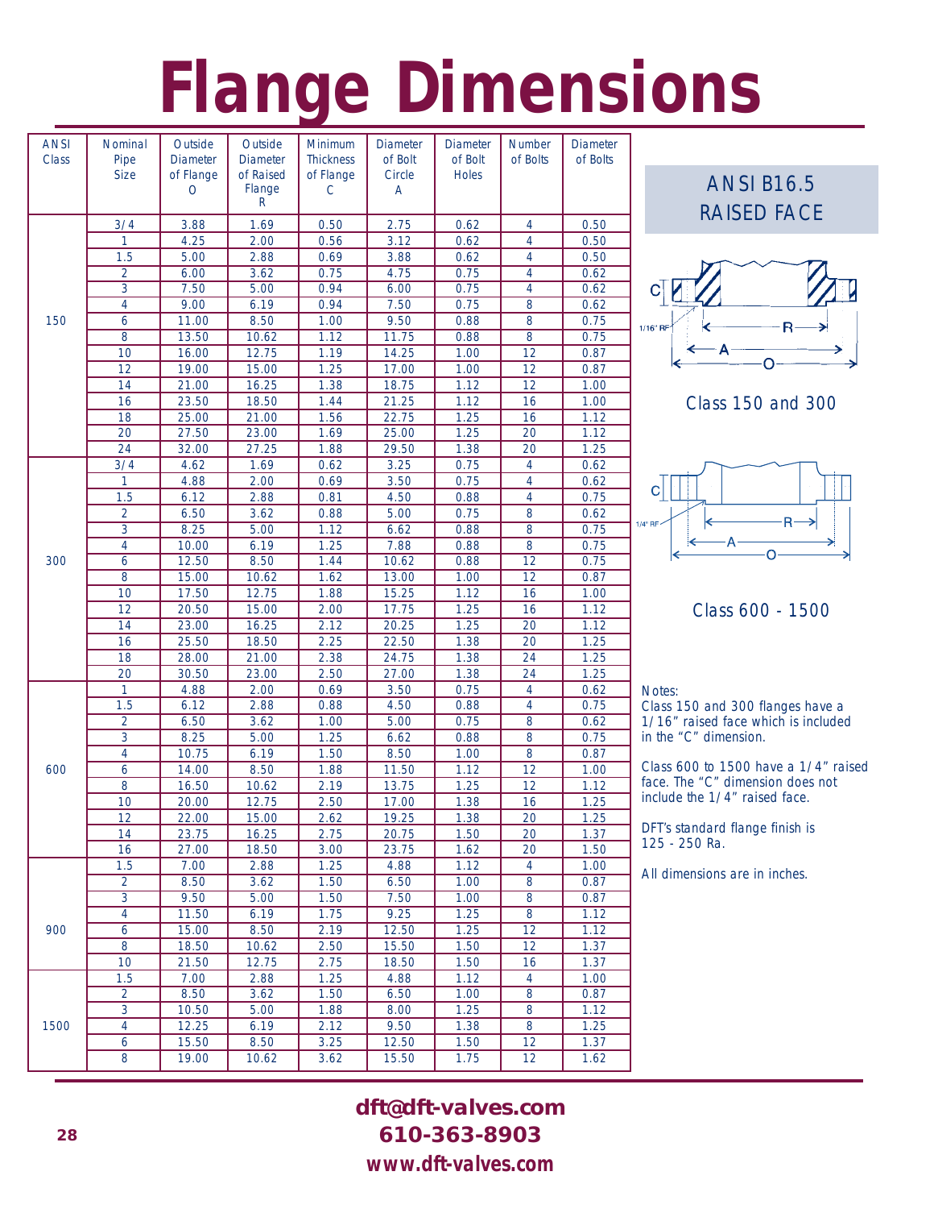# Flange Dimensions

| ANSI Class | Nominal Pipe Size | Outside Diameter of Flange O | Outside Diameter of Raised Flange R | Minimum Thickness of Flange C | Diameter of Bolt Circle A | Diameter of Bolt Holes | Number of Bolts | Diameter of Bolts |
|---|---|---|---|---|---|---|---|---|
| 150 | 3/4 | 3.88 | 1.69 | 0.50 | 2.75 | 0.62 | 4 | 0.50 |
| | 1 | 4.25 | 2.00 | 0.56 | 3.12 | 0.62 | 4 | 0.50 |
| | 1.5 | 5.00 | 2.88 | 0.69 | 3.88 | 0.62 | 4 | 0.50 |
| | 2 | 6.00 | 3.62 | 0.75 | 4.75 | 0.75 | 4 | 0.62 |
| | 3 | 7.50 | 5.00 | 0.94 | 6.00 | 0.75 | 4 | 0.62 |
| | 4 | 9.00 | 6.19 | 0.94 | 7.50 | 0.75 | 8 | 0.62 |
| | 6 | 11.00 | 8.50 | 1.00 | 9.50 | 0.88 | 8 | 0.75 |
| | 8 | 13.50 | 10.62 | 1.12 | 11.75 | 0.88 | 8 | 0.75 |
| | 10 | 16.00 | 12.75 | 1.19 | 14.25 | 1.00 | 12 | 0.87 |
| | 12 | 19.00 | 15.00 | 1.25 | 17.00 | 1.00 | 12 | 0.87 |
| | 14 | 21.00 | 16.25 | 1.38 | 18.75 | 1.12 | 12 | 1.00 |
| | 16 | 23.50 | 18.50 | 1.44 | 21.25 | 1.12 | 16 | 1.00 |
| | 18 | 25.00 | 21.00 | 1.56 | 22.75 | 1.25 | 16 | 1.12 |
| | 20 | 27.50 | 23.00 | 1.69 | 25.00 | 1.25 | 20 | 1.12 |
| | 24 | 32.00 | 27.25 | 1.88 | 29.50 | 1.38 | 20 | 1.25 |
| 300 | 3/4 | 4.62 | 1.69 | 0.62 | 3.25 | 0.75 | 4 | 0.62 |
| | 1 | 4.88 | 2.00 | 0.69 | 3.50 | 0.75 | 4 | 0.62 |
| | 1.5 | 6.12 | 2.88 | 0.81 | 4.50 | 0.88 | 4 | 0.75 |
| | 2 | 6.50 | 3.62 | 0.88 | 5.00 | 0.75 | 8 | 0.62 |
| | 3 | 8.25 | 5.00 | 1.12 | 6.62 | 0.88 | 8 | 0.75 |
| | 4 | 10.00 | 6.19 | 1.25 | 7.88 | 0.88 | 8 | 0.75 |
| | 6 | 12.50 | 8.50 | 1.44 | 10.62 | 0.88 | 12 | 0.75 |
| | 8 | 15.00 | 10.62 | 1.62 | 13.00 | 1.00 | 12 | 0.87 |
| | 10 | 17.50 | 12.75 | 1.88 | 15.25 | 1.12 | 16 | 1.00 |
| | 12 | 20.50 | 15.00 | 2.00 | 17.75 | 1.25 | 16 | 1.12 |
| | 14 | 23.00 | 16.25 | 2.12 | 20.25 | 1.25 | 20 | 1.12 |
| | 16 | 25.50 | 18.50 | 2.25 | 22.50 | 1.38 | 20 | 1.25 |
| | 18 | 28.00 | 21.00 | 2.38 | 24.75 | 1.38 | 24 | 1.25 |
| | 20 | 30.50 | 23.00 | 2.50 | 27.00 | 1.38 | 24 | 1.25 |
| 600 | 1 | 4.88 | 2.00 | 0.69 | 3.50 | 0.75 | 4 | 0.62 |
| | 1.5 | 6.12 | 2.88 | 0.88 | 4.50 | 0.88 | 4 | 0.75 |
| | 2 | 6.50 | 3.62 | 1.00 | 5.00 | 0.75 | 8 | 0.62 |
| | 3 | 8.25 | 5.00 | 1.25 | 6.62 | 0.88 | 8 | 0.75 |
| | 4 | 10.75 | 6.19 | 1.50 | 8.50 | 1.00 | 8 | 0.87 |
| | 6 | 14.00 | 8.50 | 1.88 | 11.50 | 1.12 | 12 | 1.00 |
| | 8 | 16.50 | 10.62 | 2.19 | 13.75 | 1.25 | 12 | 1.12 |
| | 10 | 20.00 | 12.75 | 2.50 | 17.00 | 1.38 | 16 | 1.25 |
| | 12 | 22.00 | 15.00 | 2.62 | 19.25 | 1.38 | 20 | 1.25 |
| | 14 | 23.75 | 16.25 | 2.75 | 20.75 | 1.50 | 20 | 1.37 |
| | 16 | 27.00 | 18.50 | 3.00 | 23.75 | 1.62 | 20 | 1.50 |
| 900 | 1.5 | 7.00 | 2.88 | 1.25 | 4.88 | 1.12 | 4 | 1.00 |
| | 2 | 8.50 | 3.62 | 1.50 | 6.50 | 1.00 | 8 | 0.87 |
| | 3 | 9.50 | 5.00 | 1.50 | 7.50 | 1.00 | 8 | 0.87 |
| | 4 | 11.50 | 6.19 | 1.75 | 9.25 | 1.25 | 8 | 1.12 |
| | 6 | 15.00 | 8.50 | 2.19 | 12.50 | 1.25 | 12 | 1.12 |
| | 8 | 18.50 | 10.62 | 2.50 | 15.50 | 1.50 | 12 | 1.37 |
| | 10 | 21.50 | 12.75 | 2.75 | 18.50 | 1.50 | 16 | 1.37 |
| 1500 | 1.5 | 7.00 | 2.88 | 1.25 | 4.88 | 1.12 | 4 | 1.00 |
| | 2 | 8.50 | 3.62 | 1.50 | 6.50 | 1.00 | 8 | 0.87 |
| | 3 | 10.50 | 5.00 | 1.88 | 8.00 | 1.25 | 8 | 1.12 |
| | 4 | 12.25 | 6.19 | 2.12 | 9.50 | 1.38 | 8 | 1.25 |
| | 6 | 15.50 | 8.50 | 3.25 | 12.50 | 1.50 | 12 | 1.37 |
| | 8 | 19.00 | 10.62 | 3.62 | 15.50 | 1.75 | 12 | 1.62 |

## ANSI B16.5 RAISED FACE

C, 1/16" RF, R, A, O

Class 150 and 300

C, 1/4" RF, R, A, O

Class 600 - 1500

Notes:

Class 150 and 300 flanges have a 1/16" raised face which is included in the "C" dimension.

Class 600 to 1500 have a 1/4" raised face. The "C" dimension does not include the 1/4" raised face.

DFT's standard flange finish is 125 - 250 Ra.

All dimensions are in inches.

**dft@dft-valves.com**
**610-363-8903**
**www.dft-valves.com**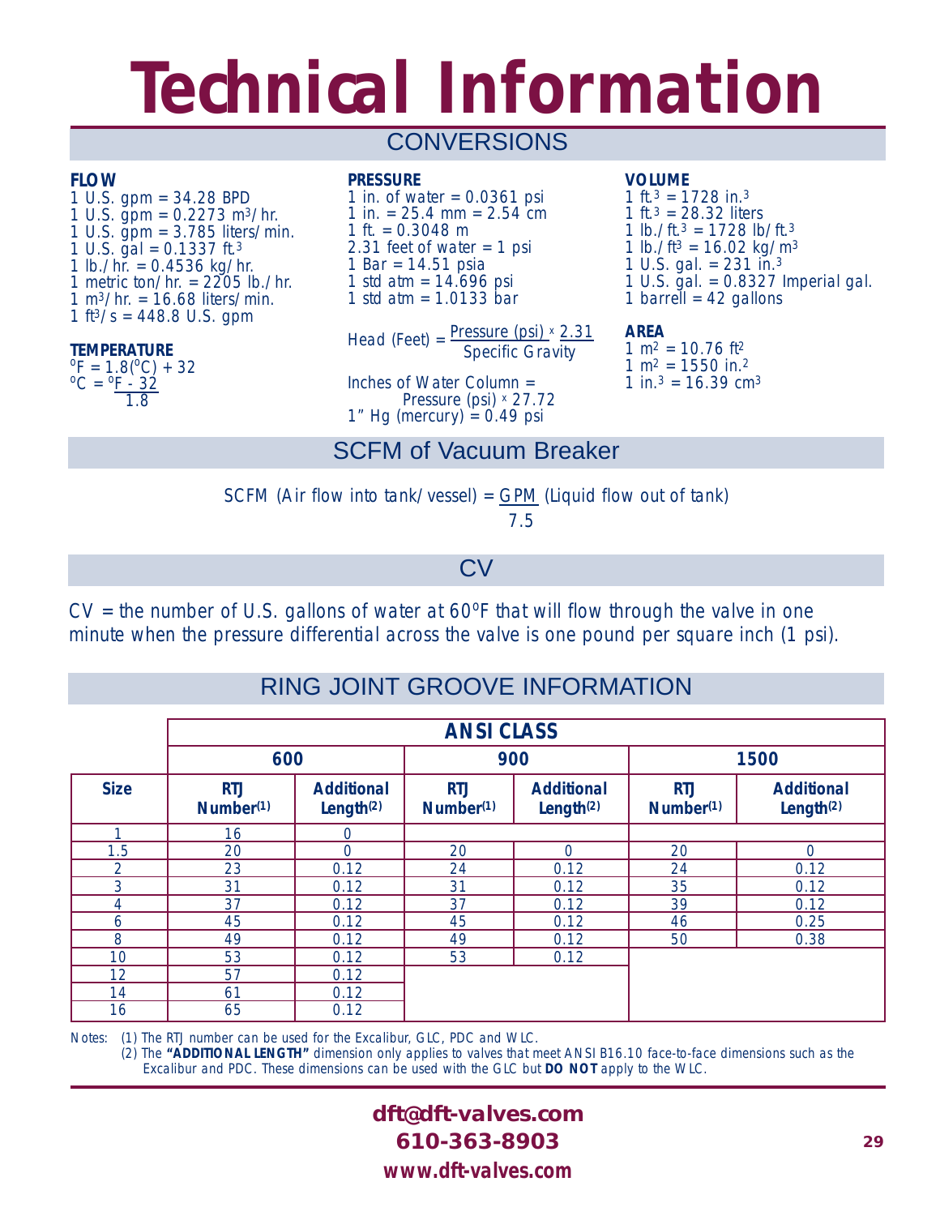# Technical Information

## CONVERSIONS

**FLOW**
1 U.S. gpm = 34.28 BPD
1 U.S. gpm = 0.2273 $m^3$/hr.
1 U.S. gpm = 3.785 liters/min.
1 U.S. gal = 0.1337 $ft.^3$
1 lb./hr. = 0.4536 kg/hr.
1 metric ton/hr. = 2205 lb./hr.
1 $m^3$/hr. = 16.68 liters/min.
1 $ft^3$/s = 448.8 U.S. gpm

**TEMPERATURE**
$^oF = 1.8(^oC) + 32$
$^oC = \frac{^oF - 32}{1.8}$

**PRESSURE**
1 in. of water = 0.0361 psi
1 in. = 25.4 mm = 2.54 cm
1 ft. = 0.3048 m
2.31 feet of water = 1 psi
1 Bar = 14.51 psia
1 std atm = 14.696 psi
1 std atm = 1.0133 bar

$$\text{Head (Feet)} = \frac{\text{Pressure (psi)} \times 2.31}{\text{Specific Gravity}}$$

Inches of Water Column = Pressure (psi) x 27.72
1" Hg (mercury) = 0.49 psi

**VOLUME**
1 $ft.^3$ = 1728 $in.^3$
1 $ft.^3$ = 28.32 liters
1 lb./$ft.^3$ = 1728 lb/$ft.^3$
1 lb./$ft^3$ = 16.02 kg/$m^3$
1 U.S. gal. = 231 $in.^3$
1 U.S. gal. = 0.8327 Imperial gal.
1 barrell = 42 gallons

**AREA**
1 $m^2$ = 10.76 $ft^2$
1 $m^2$ = 1550 $in.^2$
1 $in.^3$ = 16.39 $cm^3$

## SCFM of Vacuum Breaker

$$\text{SCFM (Air flow into tank/vessel)} = \frac{\text{GPM (Liquid flow out of tank)}}{7.5}$$

## CV

CV = the number of U.S. gallons of water at 60°F that will flow through the valve in one minute when the pressure differential across the valve is one pound per square inch (1 psi).

## RING JOINT GROOVE INFORMATION

| | ANSI CLASS | | | | | |
|---|---|---|---|---|---|---|
| | 600 | | 900 | | 1500 | |
| Size | RTJ Number(1) | Additional Length(2) | RTJ Number(1) | Additional Length(2) | RTJ Number(1) | Additional Length(2) |
| 1 | 16 | 0 | | | | |
| 1.5 | 20 | 0 | 20 | 0 | 20 | 0 |
| 2 | 23 | 0.12 | 24 | 0.12 | 24 | 0.12 |
| 3 | 31 | 0.12 | 31 | 0.12 | 35 | 0.12 |
| 4 | 37 | 0.12 | 37 | 0.12 | 39 | 0.12 |
| 6 | 45 | 0.12 | 45 | 0.12 | 46 | 0.25 |
| 8 | 49 | 0.12 | 49 | 0.12 | 50 | 0.38 |
| 10 | 53 | 0.12 | 53 | 0.12 | | |
| 12 | 57 | 0.12 | | | | |
| 14 | 61 | 0.12 | | | | |
| 16 | 65 | 0.12 | | | | |

Notes: (1) The RTJ number can be used for the Excalibur, GLC, PDC and WLC.
(2) The **"ADDITIONAL LENGTH"** dimension only applies to valves that meet ANSI B16.10 face-to-face dimensions such as the Excalibur and PDC. These dimensions can be used with the GLC but **DO NOT** apply to the WLC.

**dft@dft-valves.com**
**610-363-8903**
**www.dft-valves.com**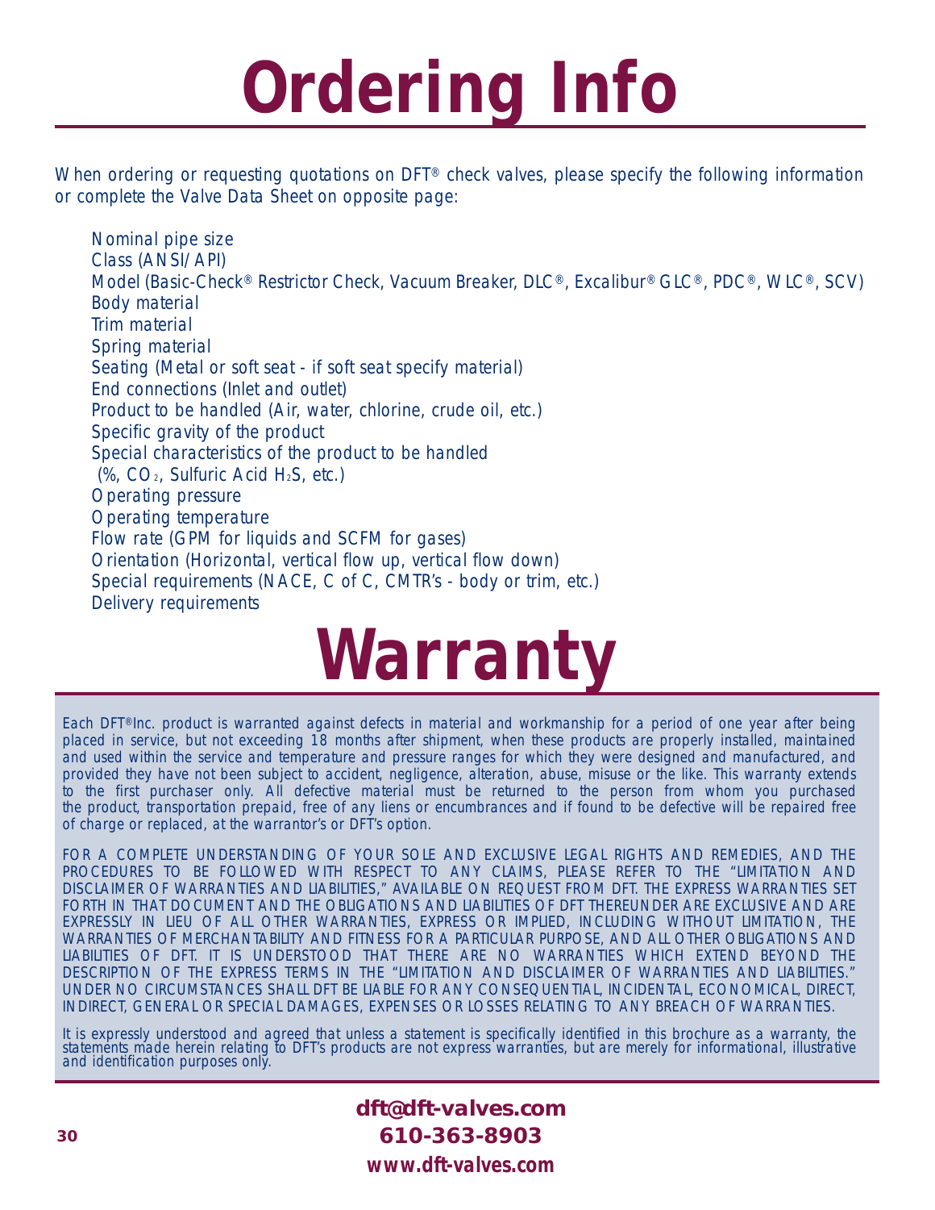# Ordering Info

When ordering or requesting quotations on DFT® check valves, please specify the following information or complete the Valve Data Sheet on opposite page:

- Nominal pipe size
- Class (ANSI/API)
- Model (Basic-Check® Restrictor Check, Vacuum Breaker, DLC®, Excalibur® GLC®, PDC®, WLC®, SCV)
- Body material
- Trim material
- Spring material
- Seating (Metal or soft seat - if soft seat specify material)
- End connections (Inlet and outlet)
- Product to be handled (Air, water, chlorine, crude oil, etc.)
- Specific gravity of the product
- Special characteristics of the product to be handled (%, $CO_2$, Sulfuric Acid $H_2S$, etc.)
- Operating pressure
- Operating temperature
- Flow rate (GPM for liquids and SCFM for gases)
- Orientation (Horizontal, vertical flow up, vertical flow down)
- Special requirements (NACE, C of C, CMTR's - body or trim, etc.)
- Delivery requirements

# Warranty

Each DFT® Inc. product is warranted against defects in material and workmanship for a period of one year after being placed in service, but not exceeding 18 months after shipment, when these products are properly installed, maintained and used within the service and temperature and pressure ranges for which they were designed and manufactured, and provided they have not been subject to accident, negligence, alteration, abuse, misuse or the like. This warranty extends to the first purchaser only. All defective material must be returned to the person from whom you purchased the product, transportation prepaid, free of any liens or encumbrances and if found to be defective will be repaired free of charge or replaced, at the warrantor's or DFT's option.

FOR A COMPLETE UNDERSTANDING OF YOUR SOLE AND EXCLUSIVE LEGAL RIGHTS AND REMEDIES, AND THE PROCEDURES TO BE FOLLOWED WITH RESPECT TO ANY CLAIMS, PLEASE REFER TO THE "LIMITATION AND DISCLAIMER OF WARRANTIES AND LIABILITIES," AVAILABLE ON REQUEST FROM DFT. THE EXPRESS WARRANTIES SET FORTH IN THAT DOCUMENT AND THE OBLIGATIONS AND LIABILITIES OF DFT THEREUNDER ARE EXCLUSIVE AND ARE EXPRESSLY IN LIEU OF ALL OTHER WARRANTIES, EXPRESS OR IMPLIED, INCLUDING WITHOUT LIMITATION, THE WARRANTIES OF MERCHANTABILITY AND FITNESS FOR A PARTICULAR PURPOSE, AND ALL OTHER OBLIGATIONS AND LIABILITIES OF DFT. IT IS UNDERSTOOD THAT THERE ARE NO WARRANTIES WHICH EXTEND BEYOND THE DESCRIPTION OF THE EXPRESS TERMS IN THE "LIMITATION AND DISCLAIMER OF WARRANTIES AND LIABILITIES." UNDER NO CIRCUMSTANCES SHALL DFT BE LIABLE FOR ANY CONSEQUENTIAL, INCIDENTAL, ECONOMICAL, DIRECT, INDIRECT, GENERAL OR SPECIAL DAMAGES, EXPENSES OR LOSSES RELATING TO ANY BREACH OF WARRANTIES.

It is expressly understood and agreed that unless a statement is specifically identified in this brochure as a warranty, the statements made herein relating to DFT's products are not express warranties, but are merely for informational, illustrative and identification purposes only.

**dft@dft-valves.com**
**610-363-8903**
**www.dft-valves.com**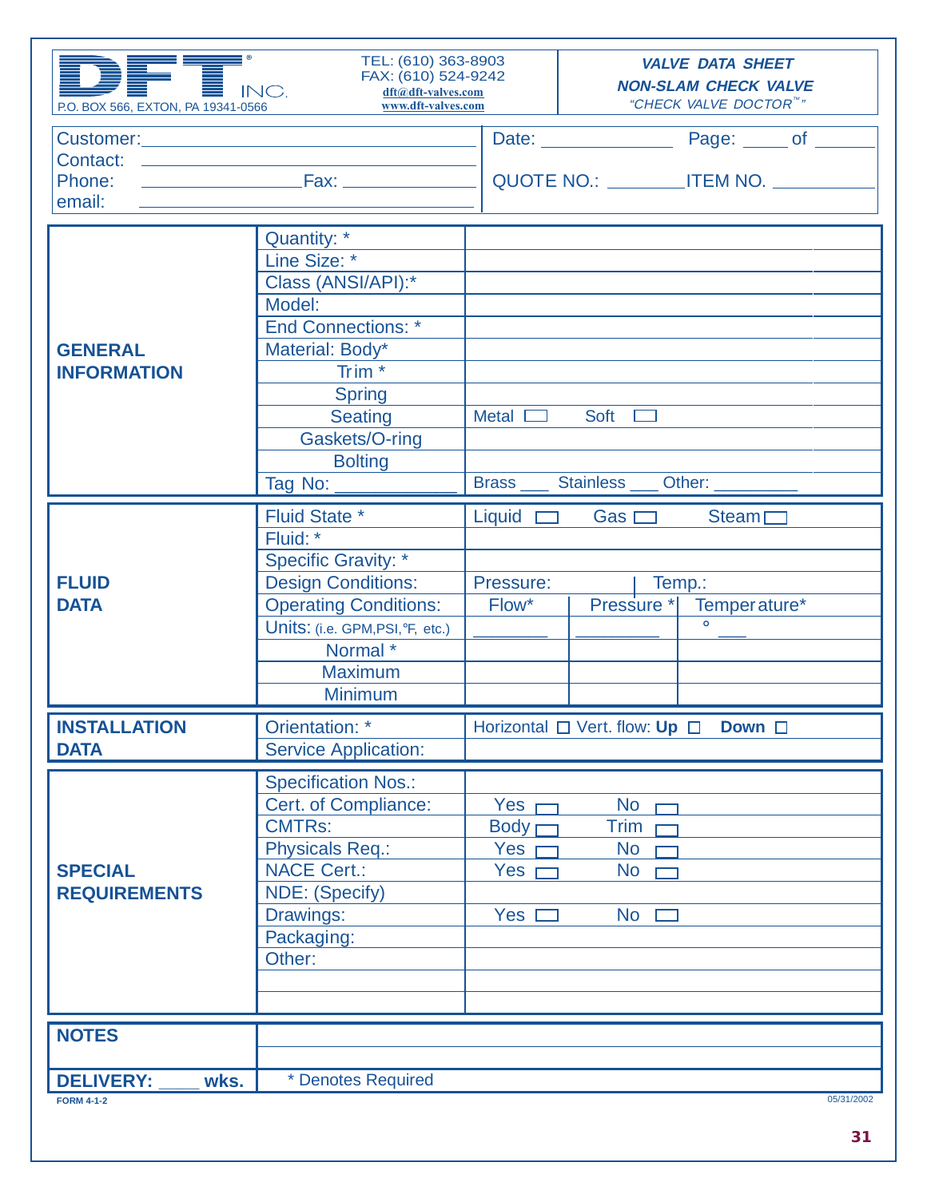DFT® INC.
P.O. BOX 566, EXTON, PA 19341-0566

TEL: (610) 363-8903
FAX: (610) 524-9242
dft@dft-valves.com
www.dft-valves.com

***VALVE DATA SHEET***
***NON-SLAM CHECK VALVE***
*"CHECK VALVE DOCTOR™"*

| | |
|---|---|
| Customer: ____________ | Date: __________ Page: ____ of _____ |
| Contact: ____________ | |
| Phone: __________ Fax: __________ | QUOTE NO.: ________ ITEM NO. __________ |
| email: ____________ | |

| | | |
|---|---|---|
| **GENERAL INFORMATION** | Quantity: * | |
| | Line Size: * | |
| | Class (ANSI/API):* | |
| | Model: | |
| | End Connections: * | |
| | Material: Body* | |
| | Trim * | |
| | Spring | |
| | Seating | Metal ☐ Soft ☐ |
| | Gaskets/O-ring | |
| | Bolting | |
| | Tag No: ____________ | Brass ___ Stainless ___ Other: _________ |

| | | | | |
|---|---|---|---|---|
| **FLUID DATA** | Fluid State * | Liquid ☐ | Gas ☐ | Steam ☐ |
| | Fluid: * | | | |
| | Specific Gravity: * | | | |
| | Design Conditions: | Pressure: | | Temp.: |
| | Operating Conditions: | Flow* | Pressure * | Temperature* |
| | Units: (i.e. GPM,PSI,°F, etc.) | ________ | ________ | ° ___ |
| | Normal * | | | |
| | Maximum | | | |
| | Minimum | | | |

| | | |
|---|---|---|
| **INSTALLATION DATA** | Orientation: * | Horizontal ☐ Vert. flow: **Up** ☐ **Down** ☐ |
| | Service Application: | |

| | | | |
|---|---|---|---|
| **SPECIAL REQUIREMENTS** | Specification Nos.: | | |
| | Cert. of Compliance: | Yes ☐ | No ☐ |
| | CMTRs: | Body ☐ | Trim ☐ |
| | Physicals Req.: | Yes ☐ | No ☐ |
| | NACE Cert.: | Yes ☐ | No ☐ |
| | NDE: (Specify) | | |
| | Drawings: | Yes ☐ | No ☐ |
| | Packaging: | | |
| | Other: | | |
| | | | |
| | | | |

| | |
|---|---|
| **NOTES** | |
| | |
| **DELIVERY: ____ wks.** | * Denotes Required |

FORM 4-1-2

05/31/2002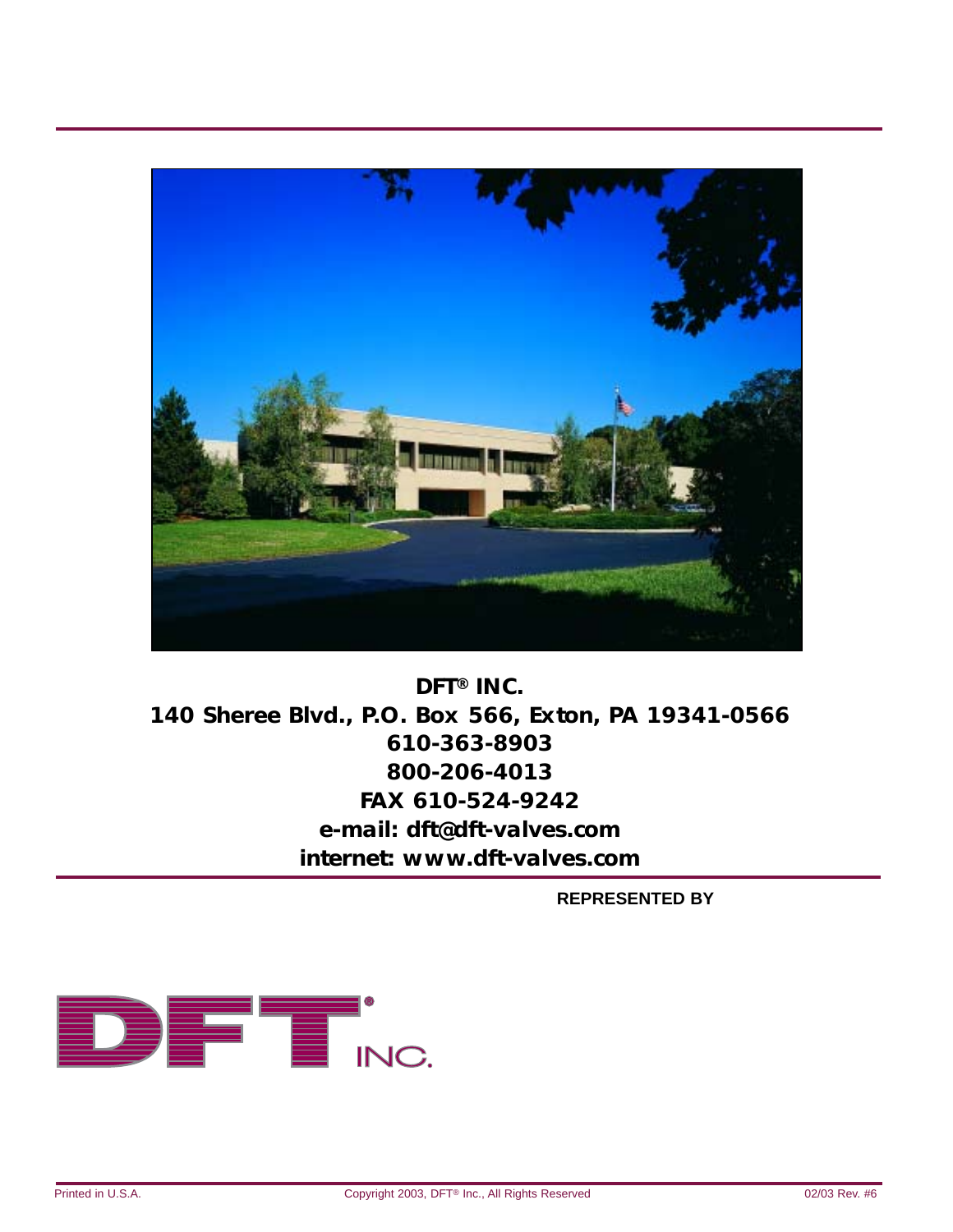**DFT® INC.**
**140 Sheree Blvd., P.O. Box 566, Exton, PA 19341-0566**
**610-363-8903**
**800-206-4013**
**FAX 610-524-9242**
**e-mail: dft@dft-valves.com**
**internet: www.dft-valves.com**

**REPRESENTED BY**

DFT® INC.

Printed in U.S.A.

Copyright 2003, DFT® Inc., All Rights Reserved

02/03 Rev. #6